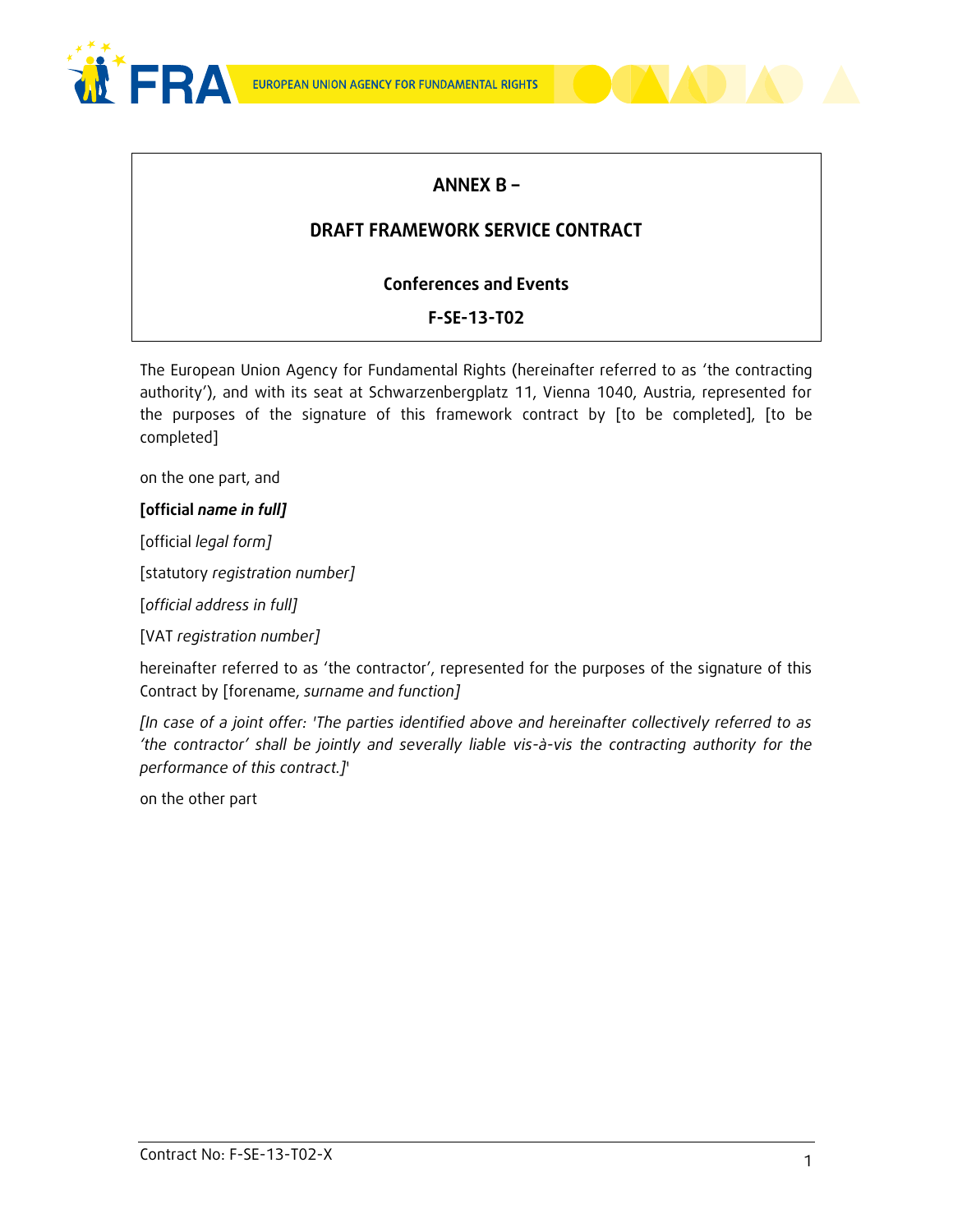# ANNEX B –

# DRAFT FRAMEWORK SERVICE CONTRACT

## Conferences and Events

## F-SE-13-T02

The European Union Agency for Fundamental Rights (hereinafter referred to as 'the contracting authority'), and with its seat at Schwarzenbergplatz 11, Vienna 1040, Austria, represented for the purposes of the signature of this framework contract by [to be completed], [to be completed]

on the one part, and

**[official *name in full*]**

[official *legal form*]

[statutory *registration number*]

[*official address in full*]

[VAT *registration number*]

hereinafter referred to as 'the contractor', represented for the purposes of the signature of this Contract by [forename, *surname and function*]

*[In case of a joint offer: 'The parties identified above and hereinafter collectively referred to as 'the contractor' shall be jointly and severally liable vis-à-vis the contracting authority for the performance of this contract.]*'

on the other part

Contract No: F-SE-13-T02-X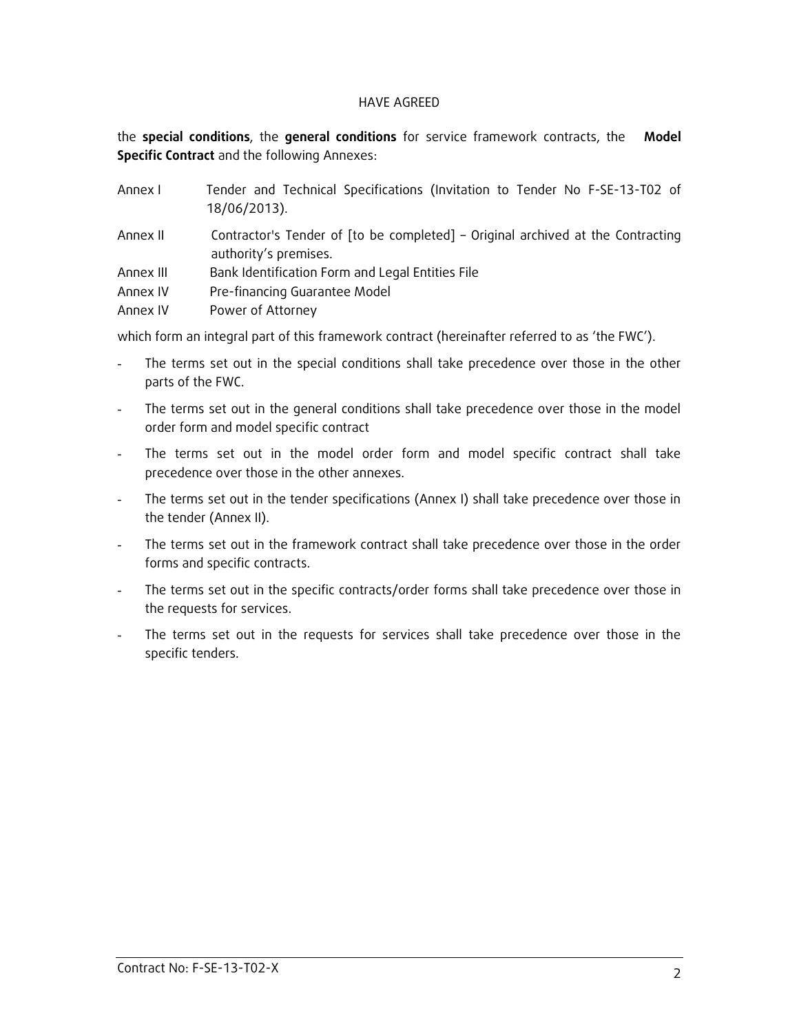HAVE AGREED

the **special conditions**, the **general conditions** for service framework contracts, the **Model Specific Contract** and the following Annexes:

| | |
|---|---|
| Annex I | Tender and Technical Specifications (Invitation to Tender No F-SE-13-T02 of 18/06/2013). |
| Annex II | Contractor's Tender of [to be completed] – Original archived at the Contracting authority's premises. |
| Annex III | Bank Identification Form and Legal Entities File |
| Annex IV | Pre-financing Guarantee Model |
| Annex IV | Power of Attorney |

which form an integral part of this framework contract (hereinafter referred to as 'the FWC').

- The terms set out in the special conditions shall take precedence over those in the other parts of the FWC.
- The terms set out in the general conditions shall take precedence over those in the model order form and model specific contract
- The terms set out in the model order form and model specific contract shall take precedence over those in the other annexes.
- The terms set out in the tender specifications (Annex I) shall take precedence over those in the tender (Annex II).
- The terms set out in the framework contract shall take precedence over those in the order forms and specific contracts.
- The terms set out in the specific contracts/order forms shall take precedence over those in the requests for services.
- The terms set out in the requests for services shall take precedence over those in the specific tenders.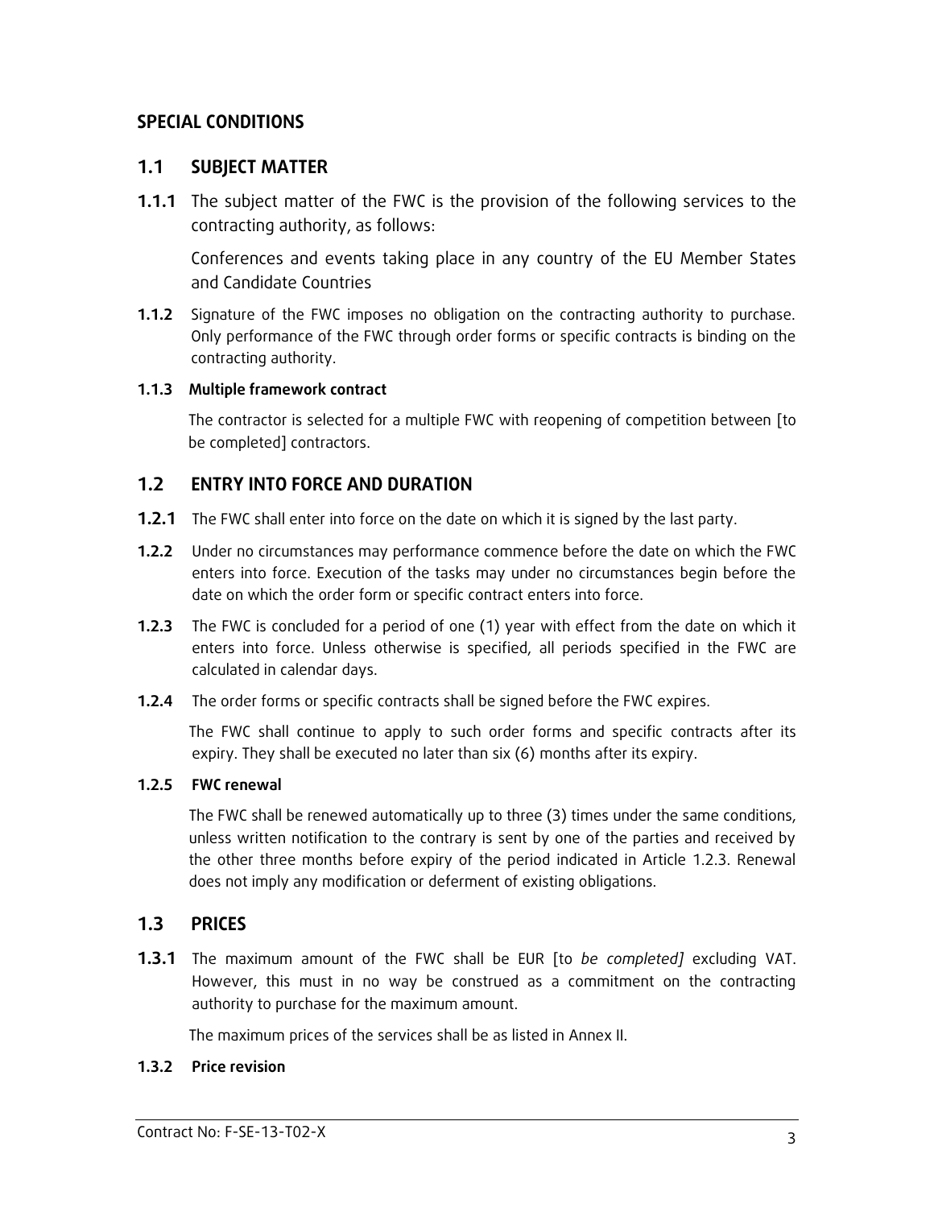# SPECIAL CONDITIONS

## 1.1 SUBJECT MATTER

**1.1.1** The subject matter of the FWC is the provision of the following services to the contracting authority, as follows:

Conferences and events taking place in any country of the EU Member States and Candidate Countries

**1.1.2** Signature of the FWC imposes no obligation on the contracting authority to purchase. Only performance of the FWC through order forms or specific contracts is binding on the contracting authority.

**1.1.3 Multiple framework contract**

The contractor is selected for a multiple FWC with reopening of competition between [to be completed] contractors.

## 1.2 ENTRY INTO FORCE AND DURATION

**1.2.1** The FWC shall enter into force on the date on which it is signed by the last party.

**1.2.2** Under no circumstances may performance commence before the date on which the FWC enters into force. Execution of the tasks may under no circumstances begin before the date on which the order form or specific contract enters into force.

**1.2.3** The FWC is concluded for a period of one (1) year with effect from the date on which it enters into force. Unless otherwise is specified, all periods specified in the FWC are calculated in calendar days.

**1.2.4** The order forms or specific contracts shall be signed before the FWC expires.

The FWC shall continue to apply to such order forms and specific contracts after its expiry. They shall be executed no later than six (6) months after its expiry.

**1.2.5 FWC renewal**

The FWC shall be renewed automatically up to three (3) times under the same conditions, unless written notification to the contrary is sent by one of the parties and received by the other three months before expiry of the period indicated in Article 1.2.3. Renewal does not imply any modification or deferment of existing obligations.

## 1.3 PRICES

**1.3.1** The maximum amount of the FWC shall be EUR [to *be completed]* excluding VAT. However, this must in no way be construed as a commitment on the contracting authority to purchase for the maximum amount.

The maximum prices of the services shall be as listed in Annex II.

**1.3.2 Price revision**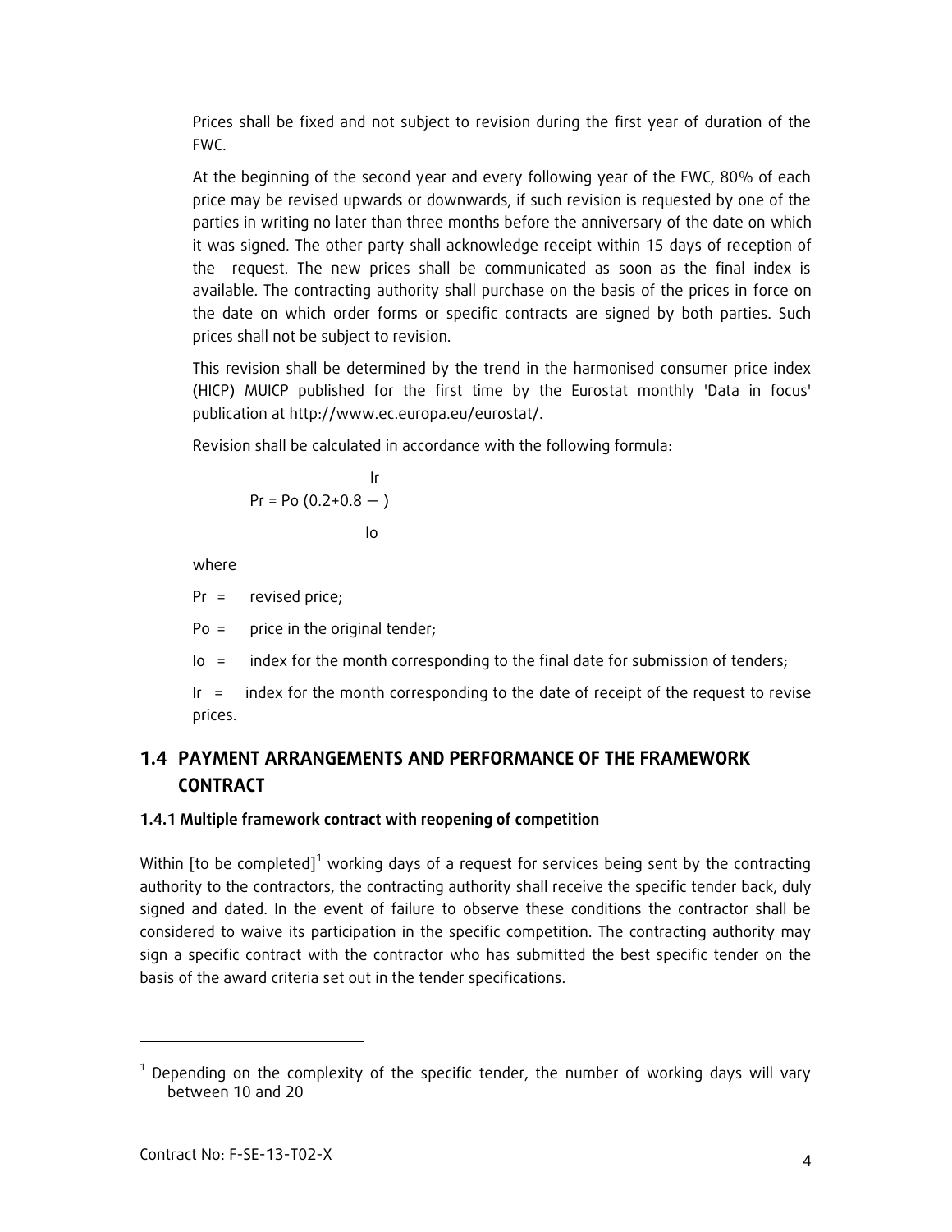Prices shall be fixed and not subject to revision during the first year of duration of the FWC.

At the beginning of the second year and every following year of the FWC, 80% of each price may be revised upwards or downwards, if such revision is requested by one of the parties in writing no later than three months before the anniversary of the date on which it was signed. The other party shall acknowledge receipt within 15 days of reception of the request. The new prices shall be communicated as soon as the final index is available. The contracting authority shall purchase on the basis of the prices in force on the date on which order forms or specific contracts are signed by both parties. Such prices shall not be subject to revision.

This revision shall be determined by the trend in the harmonised consumer price index (HICP) MUICP published for the first time by the Eurostat monthly 'Data in focus' publication at http://www.ec.europa.eu/eurostat/.

Revision shall be calculated in accordance with the following formula:

$$Pr = Po\left(0.2 + 0.8\frac{Ir}{Io}\right)$$

where

Pr = revised price;

Po = price in the original tender;

Io = index for the month corresponding to the final date for submission of tenders;

Ir = index for the month corresponding to the date of receipt of the request to revise prices.

## 1.4 PAYMENT ARRANGEMENTS AND PERFORMANCE OF THE FRAMEWORK CONTRACT

### 1.4.1 Multiple framework contract with reopening of competition

Within [to be completed][1] working days of a request for services being sent by the contracting authority to the contractors, the contracting authority shall receive the specific tender back, duly signed and dated. In the event of failure to observe these conditions the contractor shall be considered to waive its participation in the specific competition. The contracting authority may sign a specific contract with the contractor who has submitted the best specific tender on the basis of the award criteria set out in the tender specifications.

[1] Depending on the complexity of the specific tender, the number of working days will vary between 10 and 20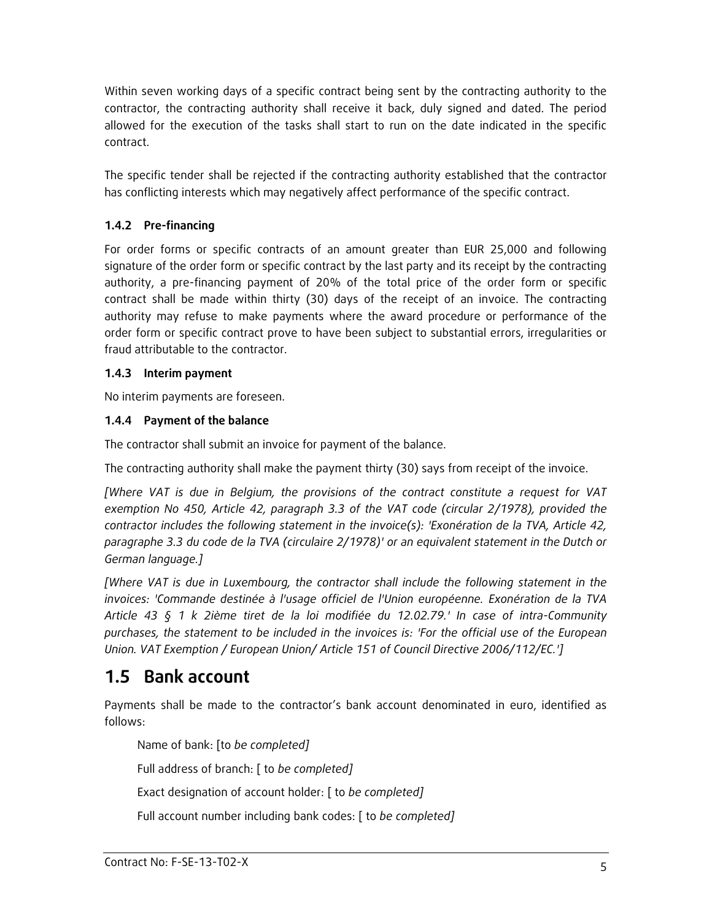Within seven working days of a specific contract being sent by the contracting authority to the contractor, the contracting authority shall receive it back, duly signed and dated. The period allowed for the execution of the tasks shall start to run on the date indicated in the specific contract.

The specific tender shall be rejected if the contracting authority established that the contractor has conflicting interests which may negatively affect performance of the specific contract.

### 1.4.2 Pre-financing

For order forms or specific contracts of an amount greater than EUR 25,000 and following signature of the order form or specific contract by the last party and its receipt by the contracting authority, a pre-financing payment of 20% of the total price of the order form or specific contract shall be made within thirty (30) days of the receipt of an invoice. The contracting authority may refuse to make payments where the award procedure or performance of the order form or specific contract prove to have been subject to substantial errors, irregularities or fraud attributable to the contractor.

### 1.4.3 Interim payment

No interim payments are foreseen.

### 1.4.4 Payment of the balance

The contractor shall submit an invoice for payment of the balance.

The contracting authority shall make the payment thirty (30) says from receipt of the invoice.

*[Where VAT is due in Belgium, the provisions of the contract constitute a request for VAT exemption No 450, Article 42, paragraph 3.3 of the VAT code (circular 2/1978), provided the contractor includes the following statement in the invoice(s): 'Exonération de la TVA, Article 42, paragraphe 3.3 du code de la TVA (circulaire 2/1978)' or an equivalent statement in the Dutch or German language.]*

*[Where VAT is due in Luxembourg, the contractor shall include the following statement in the invoices: 'Commande destinée à l'usage officiel de l'Union européenne. Exonération de la TVA Article 43 § 1 k 2ième tiret de la loi modifiée du 12.02.79.' In case of intra-Community purchases, the statement to be included in the invoices is: 'For the official use of the European Union. VAT Exemption / European Union/ Article 151 of Council Directive 2006/112/EC.']*

## 1.5 Bank account

Payments shall be made to the contractor's bank account denominated in euro, identified as follows:

Name of bank: [to *be completed]*

Full address of branch: [ to *be completed]*

Exact designation of account holder: [ to *be completed]*

Full account number including bank codes: [ to *be completed]*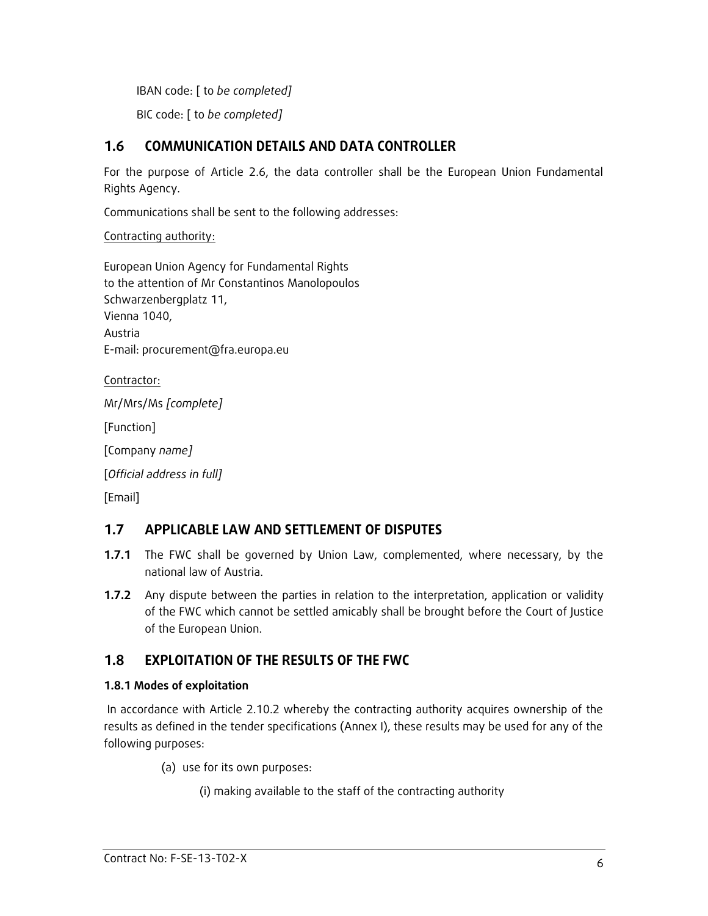IBAN code: [ to *be completed]*

BIC code: [ to *be completed]*

## 1.6 COMMUNICATION DETAILS AND DATA CONTROLLER

For the purpose of Article 2.6, the data controller shall be the European Union Fundamental Rights Agency.

Communications shall be sent to the following addresses:

Contracting authority:

European Union Agency for Fundamental Rights
to the attention of Mr Constantinos Manolopoulos
Schwarzenbergplatz 11,
Vienna 1040,
Austria
E-mail: procurement@fra.europa.eu

Contractor:

Mr/Mrs/Ms *[complete]*

[Function]

[Company *name]*

[*Official address in full]*

[Email]

## 1.7 APPLICABLE LAW AND SETTLEMENT OF DISPUTES

**1.7.1** The FWC shall be governed by Union Law, complemented, where necessary, by the national law of Austria.

**1.7.2** Any dispute between the parties in relation to the interpretation, application or validity of the FWC which cannot be settled amicably shall be brought before the Court of Justice of the European Union.

## 1.8 EXPLOITATION OF THE RESULTS OF THE FWC

### 1.8.1 Modes of exploitation

In accordance with Article 2.10.2 whereby the contracting authority acquires ownership of the results as defined in the tender specifications (Annex I), these results may be used for any of the following purposes:

(a) use for its own purposes:

(i) making available to the staff of the contracting authority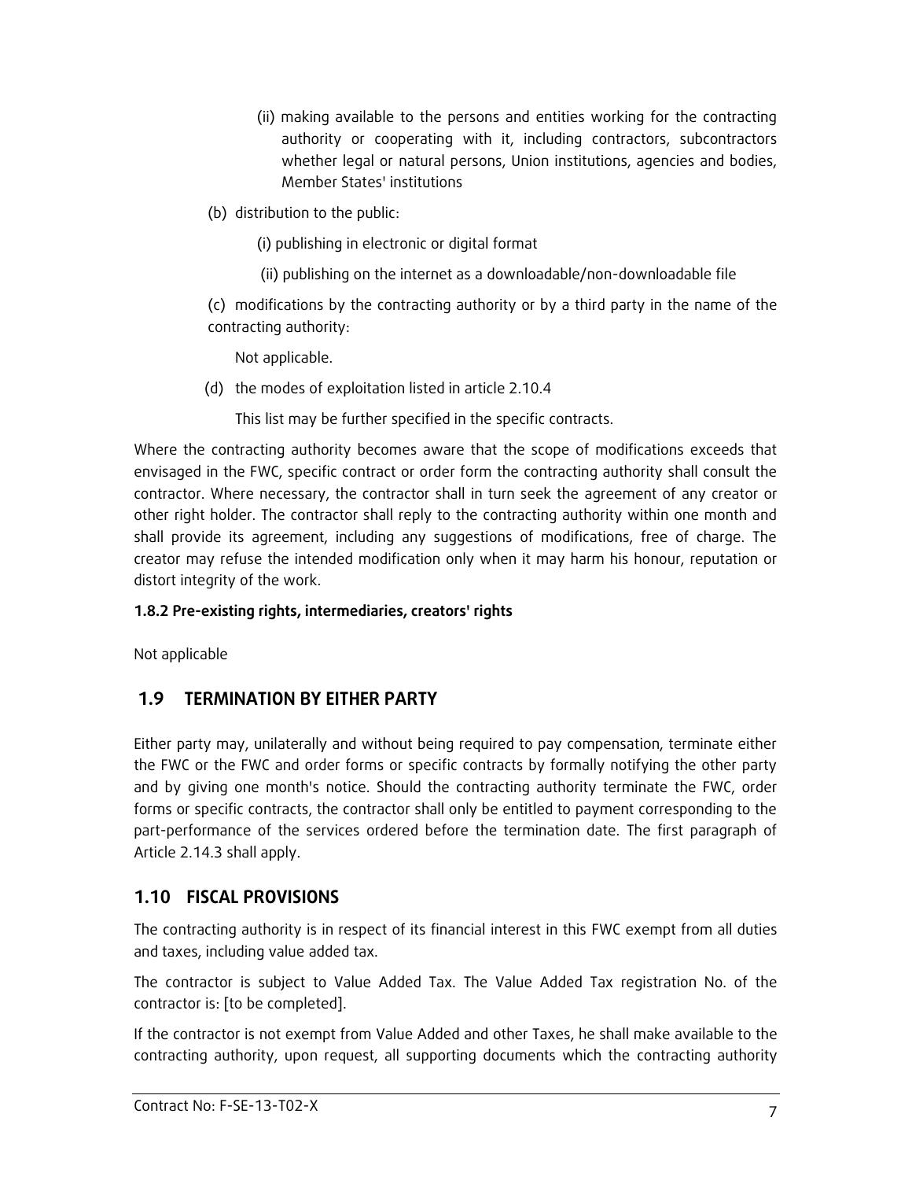(ii) making available to the persons and entities working for the contracting authority or cooperating with it, including contractors, subcontractors whether legal or natural persons, Union institutions, agencies and bodies, Member States' institutions

(b) distribution to the public:

(i) publishing in electronic or digital format

(ii) publishing on the internet as a downloadable/non-downloadable file

(c) modifications by the contracting authority or by a third party in the name of the contracting authority:

Not applicable.

(d) the modes of exploitation listed in article 2.10.4

This list may be further specified in the specific contracts.

Where the contracting authority becomes aware that the scope of modifications exceeds that envisaged in the FWC, specific contract or order form the contracting authority shall consult the contractor. Where necessary, the contractor shall in turn seek the agreement of any creator or other right holder. The contractor shall reply to the contracting authority within one month and shall provide its agreement, including any suggestions of modifications, free of charge. The creator may refuse the intended modification only when it may harm his honour, reputation or distort integrity of the work.

**1.8.2 Pre-existing rights, intermediaries, creators' rights**

Not applicable

## 1.9 TERMINATION BY EITHER PARTY

Either party may, unilaterally and without being required to pay compensation, terminate either the FWC or the FWC and order forms or specific contracts by formally notifying the other party and by giving one month's notice. Should the contracting authority terminate the FWC, order forms or specific contracts, the contractor shall only be entitled to payment corresponding to the part-performance of the services ordered before the termination date. The first paragraph of Article 2.14.3 shall apply.

## 1.10 FISCAL PROVISIONS

The contracting authority is in respect of its financial interest in this FWC exempt from all duties and taxes, including value added tax.

The contractor is subject to Value Added Tax. The Value Added Tax registration No. of the contractor is: [to be completed].

If the contractor is not exempt from Value Added and other Taxes, he shall make available to the contracting authority, upon request, all supporting documents which the contracting authority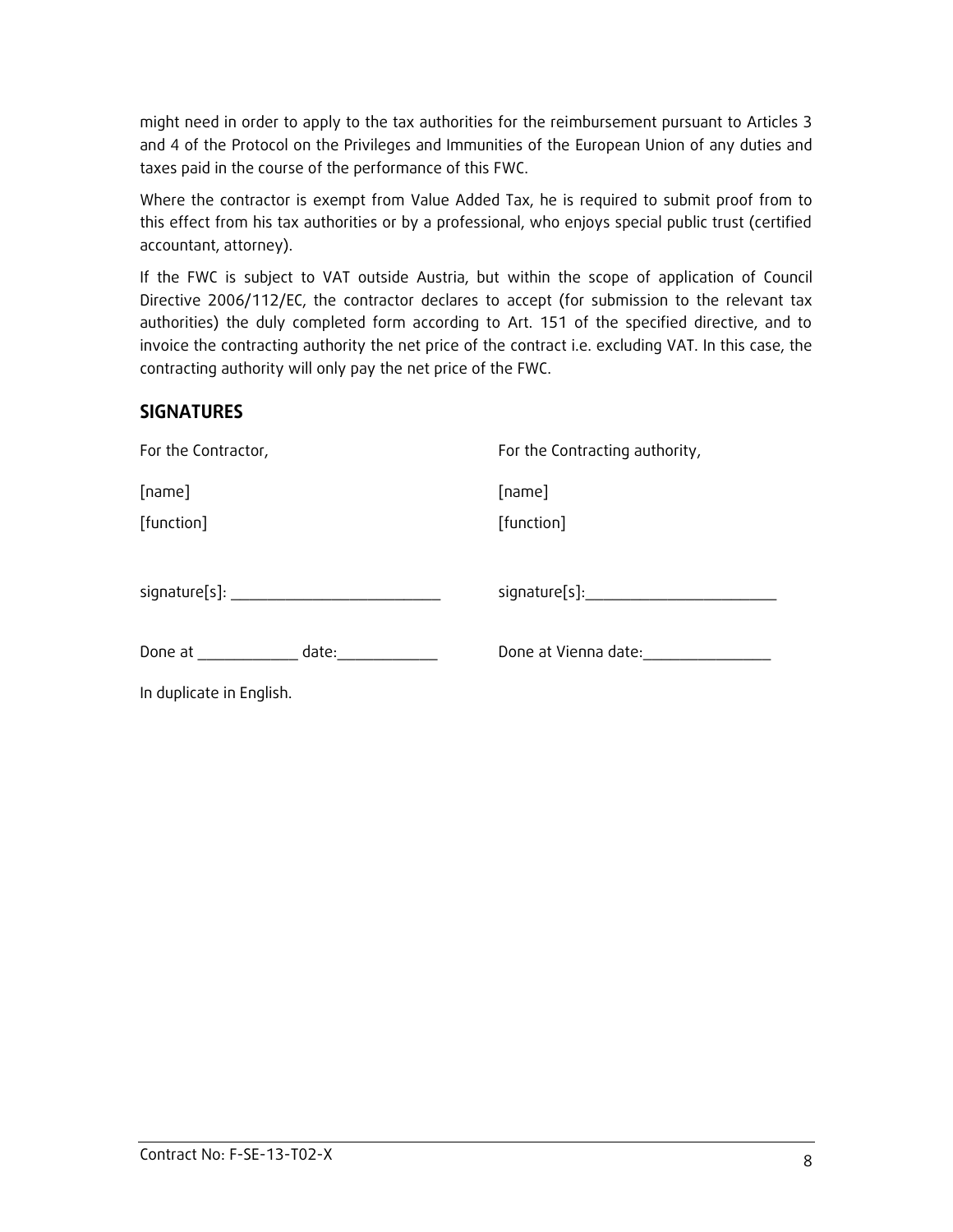might need in order to apply to the tax authorities for the reimbursement pursuant to Articles 3 and 4 of the Protocol on the Privileges and Immunities of the European Union of any duties and taxes paid in the course of the performance of this FWC.

Where the contractor is exempt from Value Added Tax, he is required to submit proof from to this effect from his tax authorities or by a professional, who enjoys special public trust (certified accountant, attorney).

If the FWC is subject to VAT outside Austria, but within the scope of application of Council Directive 2006/112/EC, the contractor declares to accept (for submission to the relevant tax authorities) the duly completed form according to Art. 151 of the specified directive, and to invoice the contracting authority the net price of the contract i.e. excluding VAT. In this case, the contracting authority will only pay the net price of the FWC.

## SIGNATURES

| For the Contractor, | For the Contracting authority, |
|---|---|
| [name] | [name] |
| [function] | [function] |
| signature[s]: _________________________ | signature[s]:_______________________ |
| Done at ____________ date:____________ | Done at Vienna date:_______________ |

In duplicate in English.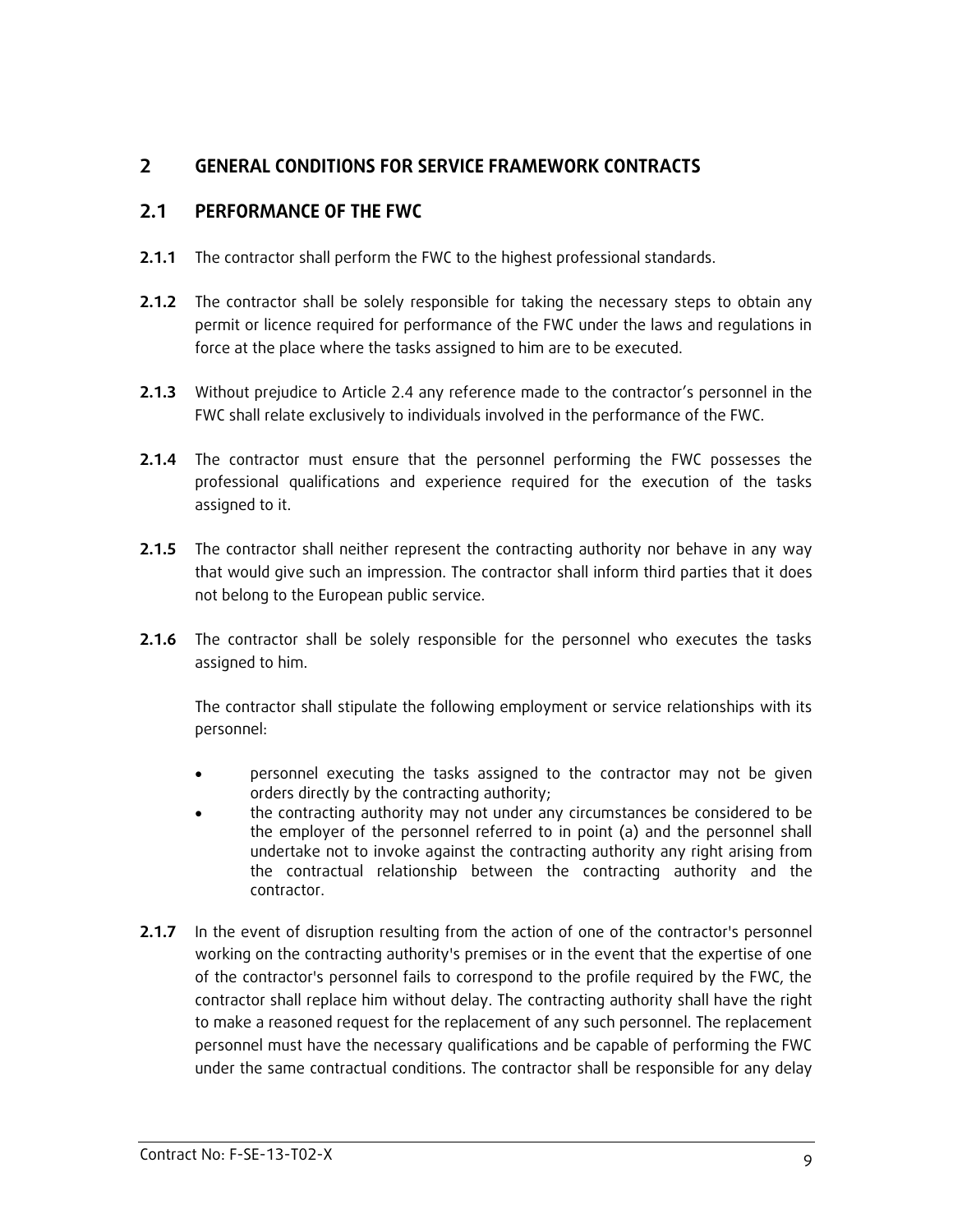# 2 GENERAL CONDITIONS FOR SERVICE FRAMEWORK CONTRACTS

## 2.1 PERFORMANCE OF THE FWC

**2.1.1** The contractor shall perform the FWC to the highest professional standards.

**2.1.2** The contractor shall be solely responsible for taking the necessary steps to obtain any permit or licence required for performance of the FWC under the laws and regulations in force at the place where the tasks assigned to him are to be executed.

**2.1.3** Without prejudice to Article 2.4 any reference made to the contractor's personnel in the FWC shall relate exclusively to individuals involved in the performance of the FWC.

**2.1.4** The contractor must ensure that the personnel performing the FWC possesses the professional qualifications and experience required for the execution of the tasks assigned to it.

**2.1.5** The contractor shall neither represent the contracting authority nor behave in any way that would give such an impression. The contractor shall inform third parties that it does not belong to the European public service.

**2.1.6** The contractor shall be solely responsible for the personnel who executes the tasks assigned to him.

The contractor shall stipulate the following employment or service relationships with its personnel:

- personnel executing the tasks assigned to the contractor may not be given orders directly by the contracting authority;
- the contracting authority may not under any circumstances be considered to be the employer of the personnel referred to in point (a) and the personnel shall undertake not to invoke against the contracting authority any right arising from the contractual relationship between the contracting authority and the contractor.

**2.1.7** In the event of disruption resulting from the action of one of the contractor's personnel working on the contracting authority's premises or in the event that the expertise of one of the contractor's personnel fails to correspond to the profile required by the FWC, the contractor shall replace him without delay. The contracting authority shall have the right to make a reasoned request for the replacement of any such personnel. The replacement personnel must have the necessary qualifications and be capable of performing the FWC under the same contractual conditions. The contractor shall be responsible for any delay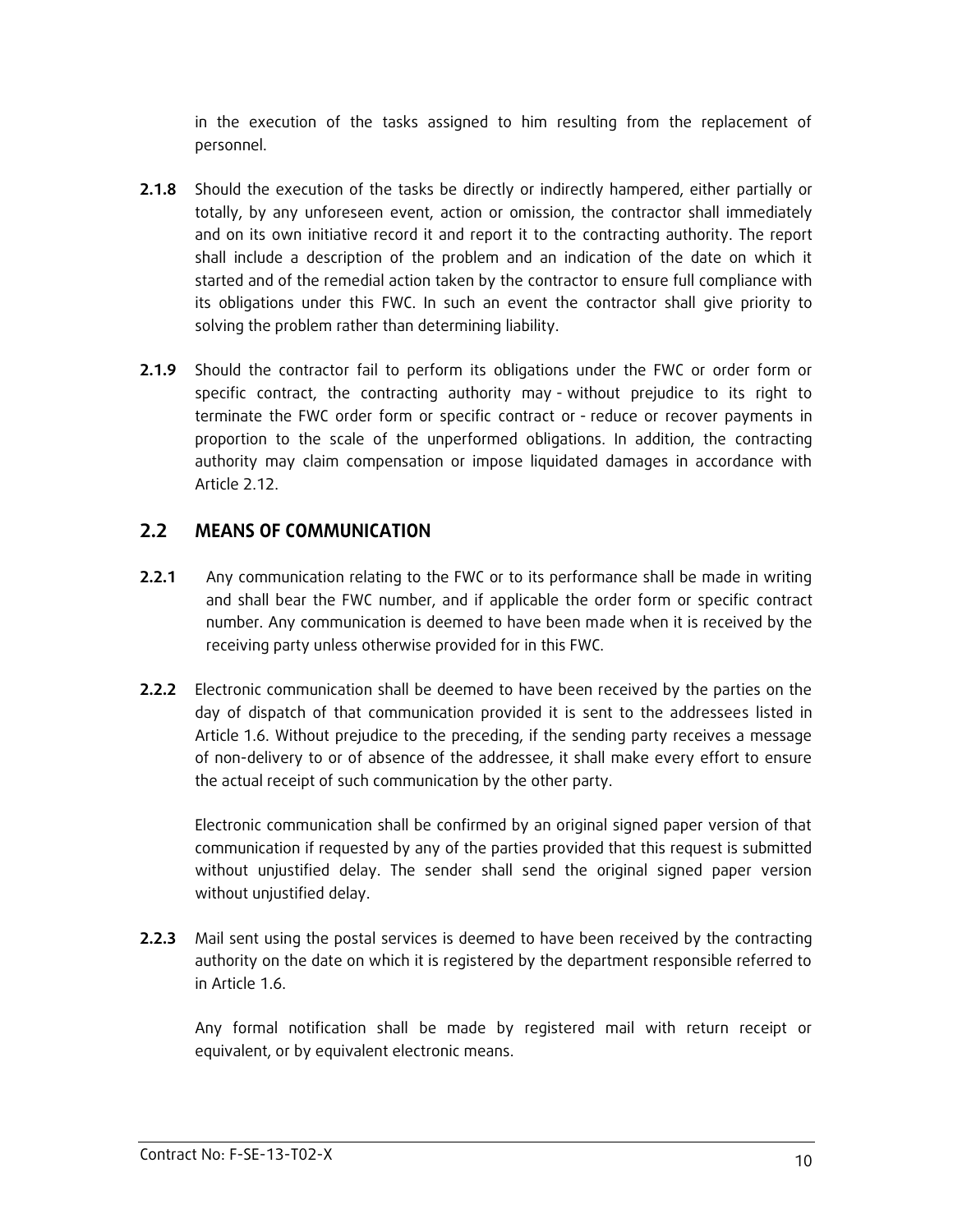in the execution of the tasks assigned to him resulting from the replacement of personnel.

**2.1.8** Should the execution of the tasks be directly or indirectly hampered, either partially or totally, by any unforeseen event, action or omission, the contractor shall immediately and on its own initiative record it and report it to the contracting authority. The report shall include a description of the problem and an indication of the date on which it started and of the remedial action taken by the contractor to ensure full compliance with its obligations under this FWC. In such an event the contractor shall give priority to solving the problem rather than determining liability.

**2.1.9** Should the contractor fail to perform its obligations under the FWC or order form or specific contract, the contracting authority may - without prejudice to its right to terminate the FWC order form or specific contract or - reduce or recover payments in proportion to the scale of the unperformed obligations. In addition, the contracting authority may claim compensation or impose liquidated damages in accordance with Article 2.12.

## 2.2 MEANS OF COMMUNICATION

**2.2.1** Any communication relating to the FWC or to its performance shall be made in writing and shall bear the FWC number, and if applicable the order form or specific contract number. Any communication is deemed to have been made when it is received by the receiving party unless otherwise provided for in this FWC.

**2.2.2** Electronic communication shall be deemed to have been received by the parties on the day of dispatch of that communication provided it is sent to the addressees listed in Article 1.6. Without prejudice to the preceding, if the sending party receives a message of non-delivery to or of absence of the addressee, it shall make every effort to ensure the actual receipt of such communication by the other party.

Electronic communication shall be confirmed by an original signed paper version of that communication if requested by any of the parties provided that this request is submitted without unjustified delay. The sender shall send the original signed paper version without unjustified delay.

**2.2.3** Mail sent using the postal services is deemed to have been received by the contracting authority on the date on which it is registered by the department responsible referred to in Article 1.6.

Any formal notification shall be made by registered mail with return receipt or equivalent, or by equivalent electronic means.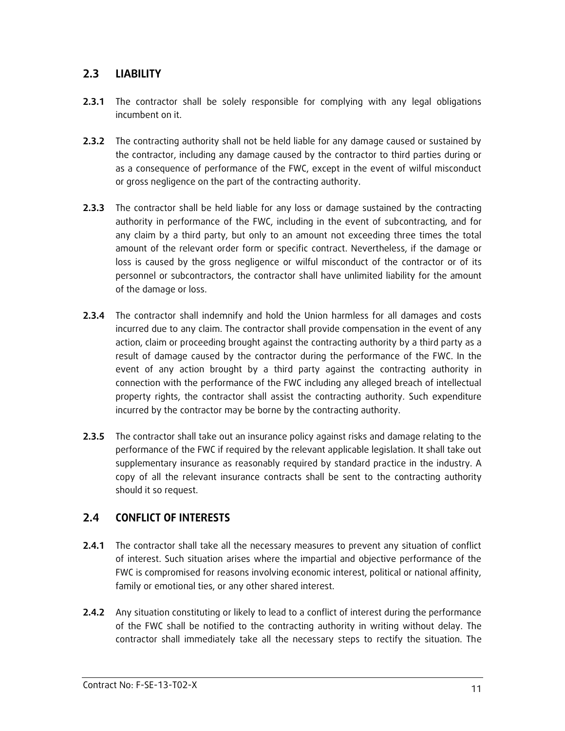## 2.3 LIABILITY

**2.3.1** The contractor shall be solely responsible for complying with any legal obligations incumbent on it.

**2.3.2** The contracting authority shall not be held liable for any damage caused or sustained by the contractor, including any damage caused by the contractor to third parties during or as a consequence of performance of the FWC, except in the event of wilful misconduct or gross negligence on the part of the contracting authority.

**2.3.3** The contractor shall be held liable for any loss or damage sustained by the contracting authority in performance of the FWC, including in the event of subcontracting, and for any claim by a third party, but only to an amount not exceeding three times the total amount of the relevant order form or specific contract. Nevertheless, if the damage or loss is caused by the gross negligence or wilful misconduct of the contractor or of its personnel or subcontractors, the contractor shall have unlimited liability for the amount of the damage or loss.

**2.3.4** The contractor shall indemnify and hold the Union harmless for all damages and costs incurred due to any claim. The contractor shall provide compensation in the event of any action, claim or proceeding brought against the contracting authority by a third party as a result of damage caused by the contractor during the performance of the FWC. In the event of any action brought by a third party against the contracting authority in connection with the performance of the FWC including any alleged breach of intellectual property rights, the contractor shall assist the contracting authority. Such expenditure incurred by the contractor may be borne by the contracting authority.

**2.3.5** The contractor shall take out an insurance policy against risks and damage relating to the performance of the FWC if required by the relevant applicable legislation. It shall take out supplementary insurance as reasonably required by standard practice in the industry. A copy of all the relevant insurance contracts shall be sent to the contracting authority should it so request.

## 2.4 CONFLICT OF INTERESTS

**2.4.1** The contractor shall take all the necessary measures to prevent any situation of conflict of interest. Such situation arises where the impartial and objective performance of the FWC is compromised for reasons involving economic interest, political or national affinity, family or emotional ties, or any other shared interest.

**2.4.2** Any situation constituting or likely to lead to a conflict of interest during the performance of the FWC shall be notified to the contracting authority in writing without delay. The contractor shall immediately take all the necessary steps to rectify the situation. The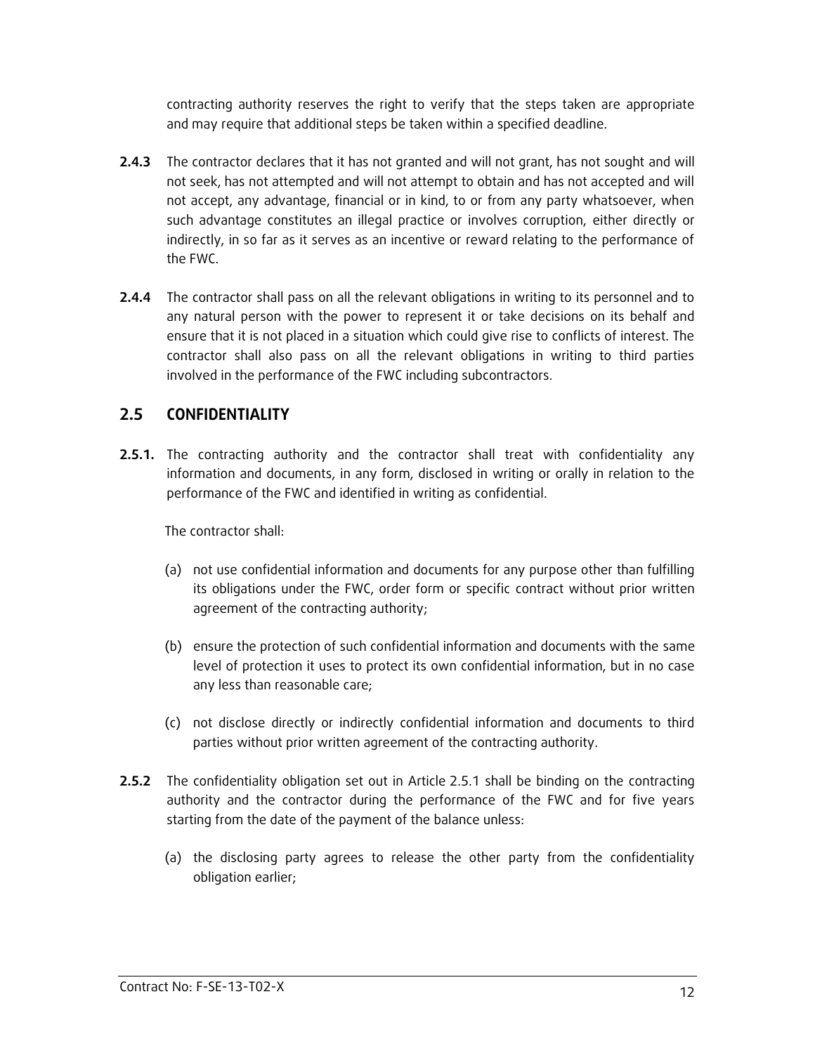contracting authority reserves the right to verify that the steps taken are appropriate and may require that additional steps be taken within a specified deadline.

**2.4.3** The contractor declares that it has not granted and will not grant, has not sought and will not seek, has not attempted and will not attempt to obtain and has not accepted and will not accept, any advantage, financial or in kind, to or from any party whatsoever, when such advantage constitutes an illegal practice or involves corruption, either directly or indirectly, in so far as it serves as an incentive or reward relating to the performance of the FWC.

**2.4.4** The contractor shall pass on all the relevant obligations in writing to its personnel and to any natural person with the power to represent it or take decisions on its behalf and ensure that it is not placed in a situation which could give rise to conflicts of interest. The contractor shall also pass on all the relevant obligations in writing to third parties involved in the performance of the FWC including subcontractors.

## 2.5 CONFIDENTIALITY

**2.5.1.** The contracting authority and the contractor shall treat with confidentiality any information and documents, in any form, disclosed in writing or orally in relation to the performance of the FWC and identified in writing as confidential.

The contractor shall:

(a) not use confidential information and documents for any purpose other than fulfilling its obligations under the FWC, order form or specific contract without prior written agreement of the contracting authority;

(b) ensure the protection of such confidential information and documents with the same level of protection it uses to protect its own confidential information, but in no case any less than reasonable care;

(c) not disclose directly or indirectly confidential information and documents to third parties without prior written agreement of the contracting authority.

**2.5.2** The confidentiality obligation set out in Article 2.5.1 shall be binding on the contracting authority and the contractor during the performance of the FWC and for five years starting from the date of the payment of the balance unless:

(a) the disclosing party agrees to release the other party from the confidentiality obligation earlier;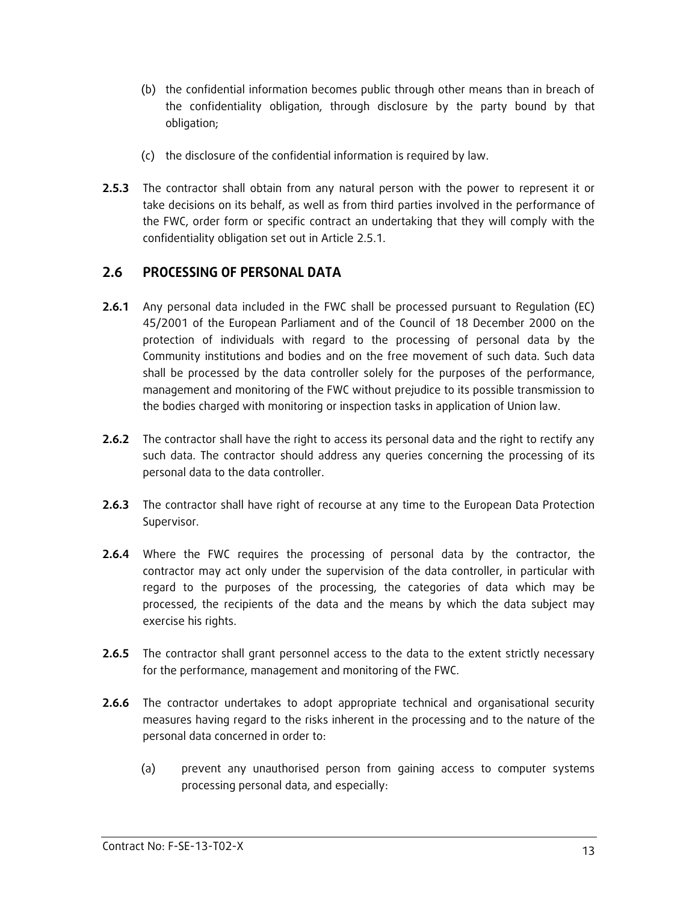(b) the confidential information becomes public through other means than in breach of the confidentiality obligation, through disclosure by the party bound by that obligation;

(c) the disclosure of the confidential information is required by law.

**2.5.3** The contractor shall obtain from any natural person with the power to represent it or take decisions on its behalf, as well as from third parties involved in the performance of the FWC, order form or specific contract an undertaking that they will comply with the confidentiality obligation set out in Article 2.5.1.

## 2.6 PROCESSING OF PERSONAL DATA

**2.6.1** Any personal data included in the FWC shall be processed pursuant to Regulation (EC) 45/2001 of the European Parliament and of the Council of 18 December 2000 on the protection of individuals with regard to the processing of personal data by the Community institutions and bodies and on the free movement of such data. Such data shall be processed by the data controller solely for the purposes of the performance, management and monitoring of the FWC without prejudice to its possible transmission to the bodies charged with monitoring or inspection tasks in application of Union law.

**2.6.2** The contractor shall have the right to access its personal data and the right to rectify any such data. The contractor should address any queries concerning the processing of its personal data to the data controller.

**2.6.3** The contractor shall have right of recourse at any time to the European Data Protection Supervisor.

**2.6.4** Where the FWC requires the processing of personal data by the contractor, the contractor may act only under the supervision of the data controller, in particular with regard to the purposes of the processing, the categories of data which may be processed, the recipients of the data and the means by which the data subject may exercise his rights.

**2.6.5** The contractor shall grant personnel access to the data to the extent strictly necessary for the performance, management and monitoring of the FWC.

**2.6.6** The contractor undertakes to adopt appropriate technical and organisational security measures having regard to the risks inherent in the processing and to the nature of the personal data concerned in order to:

(a) prevent any unauthorised person from gaining access to computer systems processing personal data, and especially: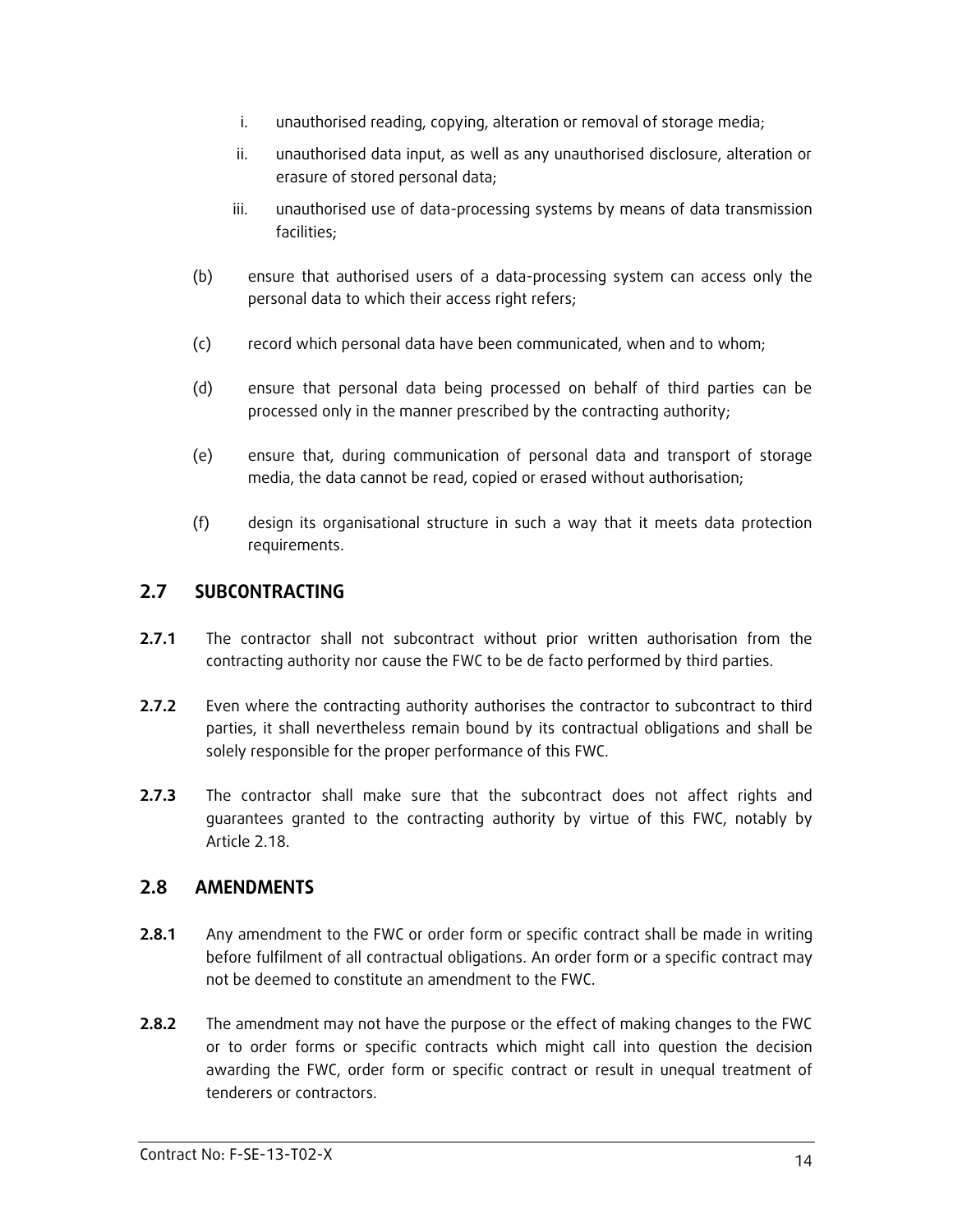i. unauthorised reading, copying, alteration or removal of storage media;

ii. unauthorised data input, as well as any unauthorised disclosure, alteration or erasure of stored personal data;

iii. unauthorised use of data-processing systems by means of data transmission facilities;

(b) ensure that authorised users of a data-processing system can access only the personal data to which their access right refers;

(c) record which personal data have been communicated, when and to whom;

(d) ensure that personal data being processed on behalf of third parties can be processed only in the manner prescribed by the contracting authority;

(e) ensure that, during communication of personal data and transport of storage media, the data cannot be read, copied or erased without authorisation;

(f) design its organisational structure in such a way that it meets data protection requirements.

## 2.7 SUBCONTRACTING

**2.7.1** The contractor shall not subcontract without prior written authorisation from the contracting authority nor cause the FWC to be de facto performed by third parties.

**2.7.2** Even where the contracting authority authorises the contractor to subcontract to third parties, it shall nevertheless remain bound by its contractual obligations and shall be solely responsible for the proper performance of this FWC.

**2.7.3** The contractor shall make sure that the subcontract does not affect rights and guarantees granted to the contracting authority by virtue of this FWC, notably by Article 2.18.

## 2.8 AMENDMENTS

**2.8.1** Any amendment to the FWC or order form or specific contract shall be made in writing before fulfilment of all contractual obligations. An order form or a specific contract may not be deemed to constitute an amendment to the FWC.

**2.8.2** The amendment may not have the purpose or the effect of making changes to the FWC or to order forms or specific contracts which might call into question the decision awarding the FWC, order form or specific contract or result in unequal treatment of tenderers or contractors.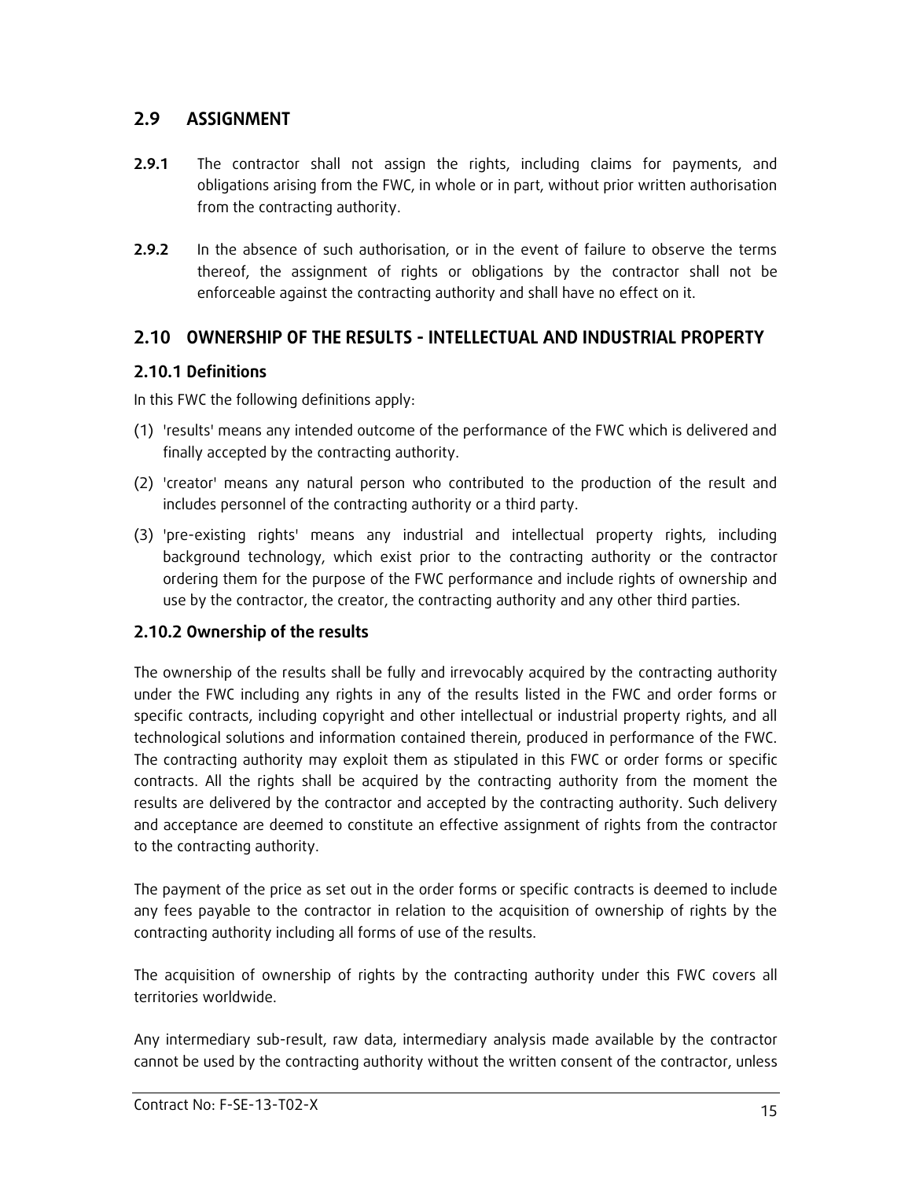## 2.9 ASSIGNMENT

**2.9.1** The contractor shall not assign the rights, including claims for payments, and obligations arising from the FWC, in whole or in part, without prior written authorisation from the contracting authority.

**2.9.2** In the absence of such authorisation, or in the event of failure to observe the terms thereof, the assignment of rights or obligations by the contractor shall not be enforceable against the contracting authority and shall have no effect on it.

## 2.10 OWNERSHIP OF THE RESULTS - INTELLECTUAL AND INDUSTRIAL PROPERTY

### 2.10.1 Definitions

In this FWC the following definitions apply:

(1) 'results' means any intended outcome of the performance of the FWC which is delivered and finally accepted by the contracting authority.

(2) 'creator' means any natural person who contributed to the production of the result and includes personnel of the contracting authority or a third party.

(3) 'pre-existing rights' means any industrial and intellectual property rights, including background technology, which exist prior to the contracting authority or the contractor ordering them for the purpose of the FWC performance and include rights of ownership and use by the contractor, the creator, the contracting authority and any other third parties.

### 2.10.2 Ownership of the results

The ownership of the results shall be fully and irrevocably acquired by the contracting authority under the FWC including any rights in any of the results listed in the FWC and order forms or specific contracts, including copyright and other intellectual or industrial property rights, and all technological solutions and information contained therein, produced in performance of the FWC. The contracting authority may exploit them as stipulated in this FWC or order forms or specific contracts. All the rights shall be acquired by the contracting authority from the moment the results are delivered by the contractor and accepted by the contracting authority. Such delivery and acceptance are deemed to constitute an effective assignment of rights from the contractor to the contracting authority.

The payment of the price as set out in the order forms or specific contracts is deemed to include any fees payable to the contractor in relation to the acquisition of ownership of rights by the contracting authority including all forms of use of the results.

The acquisition of ownership of rights by the contracting authority under this FWC covers all territories worldwide.

Any intermediary sub-result, raw data, intermediary analysis made available by the contractor cannot be used by the contracting authority without the written consent of the contractor, unless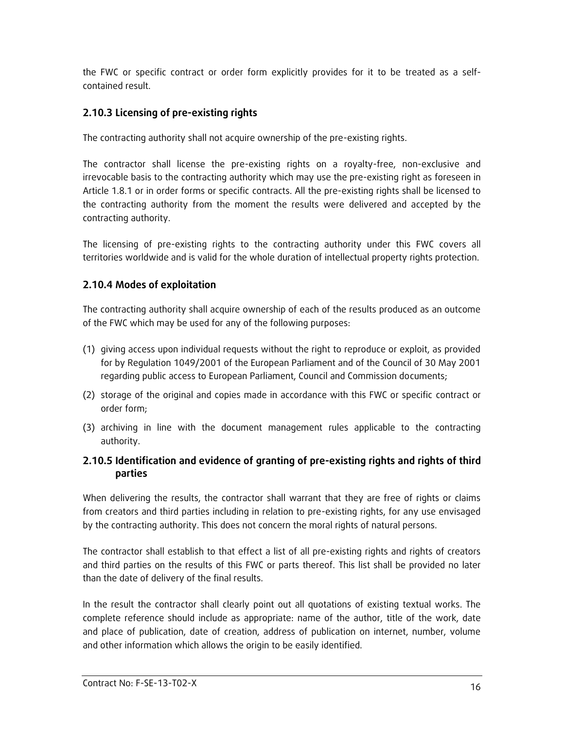the FWC or specific contract or order form explicitly provides for it to be treated as a self-contained result.

### 2.10.3 Licensing of pre-existing rights

The contracting authority shall not acquire ownership of the pre-existing rights.

The contractor shall license the pre-existing rights on a royalty-free, non-exclusive and irrevocable basis to the contracting authority which may use the pre-existing right as foreseen in Article 1.8.1 or in order forms or specific contracts. All the pre-existing rights shall be licensed to the contracting authority from the moment the results were delivered and accepted by the contracting authority.

The licensing of pre-existing rights to the contracting authority under this FWC covers all territories worldwide and is valid for the whole duration of intellectual property rights protection.

### 2.10.4 Modes of exploitation

The contracting authority shall acquire ownership of each of the results produced as an outcome of the FWC which may be used for any of the following purposes:

(1) giving access upon individual requests without the right to reproduce or exploit, as provided for by Regulation 1049/2001 of the European Parliament and of the Council of 30 May 2001 regarding public access to European Parliament, Council and Commission documents;

(2) storage of the original and copies made in accordance with this FWC or specific contract or order form;

(3) archiving in line with the document management rules applicable to the contracting authority.

### 2.10.5 Identification and evidence of granting of pre-existing rights and rights of third parties

When delivering the results, the contractor shall warrant that they are free of rights or claims from creators and third parties including in relation to pre-existing rights, for any use envisaged by the contracting authority. This does not concern the moral rights of natural persons.

The contractor shall establish to that effect a list of all pre-existing rights and rights of creators and third parties on the results of this FWC or parts thereof. This list shall be provided no later than the date of delivery of the final results.

In the result the contractor shall clearly point out all quotations of existing textual works. The complete reference should include as appropriate: name of the author, title of the work, date and place of publication, date of creation, address of publication on internet, number, volume and other information which allows the origin to be easily identified.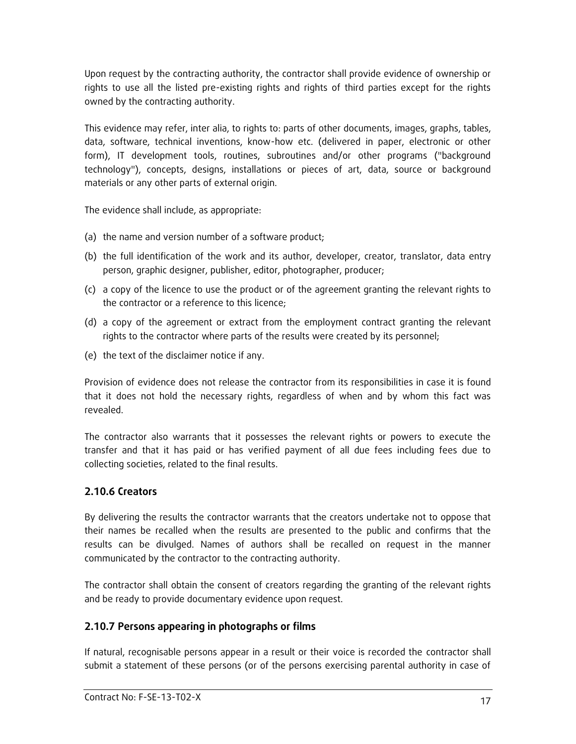Upon request by the contracting authority, the contractor shall provide evidence of ownership or rights to use all the listed pre-existing rights and rights of third parties except for the rights owned by the contracting authority.

This evidence may refer, inter alia, to rights to: parts of other documents, images, graphs, tables, data, software, technical inventions, know-how etc. (delivered in paper, electronic or other form), IT development tools, routines, subroutines and/or other programs ("background technology"), concepts, designs, installations or pieces of art, data, source or background materials or any other parts of external origin.

The evidence shall include, as appropriate:

(a) the name and version number of a software product;

(b) the full identification of the work and its author, developer, creator, translator, data entry person, graphic designer, publisher, editor, photographer, producer;

(c) a copy of the licence to use the product or of the agreement granting the relevant rights to the contractor or a reference to this licence;

(d) a copy of the agreement or extract from the employment contract granting the relevant rights to the contractor where parts of the results were created by its personnel;

(e) the text of the disclaimer notice if any.

Provision of evidence does not release the contractor from its responsibilities in case it is found that it does not hold the necessary rights, regardless of when and by whom this fact was revealed.

The contractor also warrants that it possesses the relevant rights or powers to execute the transfer and that it has paid or has verified payment of all due fees including fees due to collecting societies, related to the final results.

### 2.10.6 Creators

By delivering the results the contractor warrants that the creators undertake not to oppose that their names be recalled when the results are presented to the public and confirms that the results can be divulged. Names of authors shall be recalled on request in the manner communicated by the contractor to the contracting authority.

The contractor shall obtain the consent of creators regarding the granting of the relevant rights and be ready to provide documentary evidence upon request.

### 2.10.7 Persons appearing in photographs or films

If natural, recognisable persons appear in a result or their voice is recorded the contractor shall submit a statement of these persons (or of the persons exercising parental authority in case of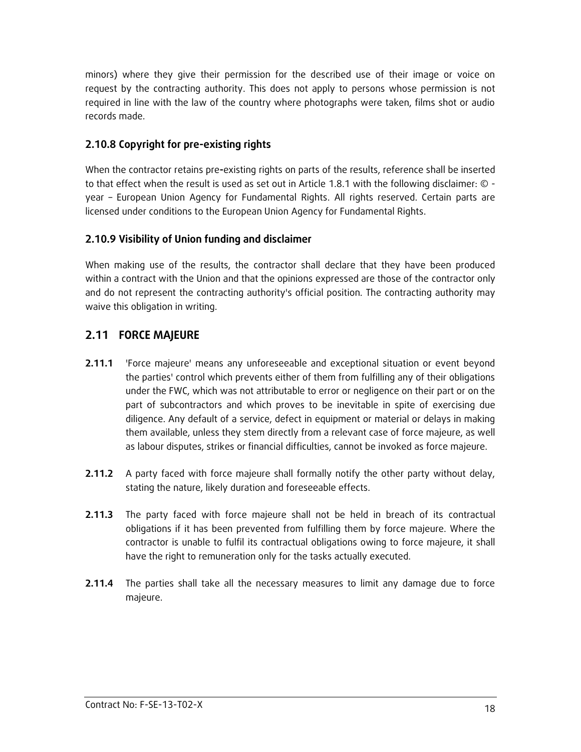minors) where they give their permission for the described use of their image or voice on request by the contracting authority. This does not apply to persons whose permission is not required in line with the law of the country where photographs were taken, films shot or audio records made.

### 2.10.8 Copyright for pre-existing rights

When the contractor retains pre-existing rights on parts of the results, reference shall be inserted to that effect when the result is used as set out in Article 1.8.1 with the following disclaimer: © - year – European Union Agency for Fundamental Rights. All rights reserved. Certain parts are licensed under conditions to the European Union Agency for Fundamental Rights.

### 2.10.9 Visibility of Union funding and disclaimer

When making use of the results, the contractor shall declare that they have been produced within a contract with the Union and that the opinions expressed are those of the contractor only and do not represent the contracting authority's official position. The contracting authority may waive this obligation in writing.

## 2.11 FORCE MAJEURE

**2.11.1** 'Force majeure' means any unforeseeable and exceptional situation or event beyond the parties' control which prevents either of them from fulfilling any of their obligations under the FWC, which was not attributable to error or negligence on their part or on the part of subcontractors and which proves to be inevitable in spite of exercising due diligence. Any default of a service, defect in equipment or material or delays in making them available, unless they stem directly from a relevant case of force majeure, as well as labour disputes, strikes or financial difficulties, cannot be invoked as force majeure.

**2.11.2** A party faced with force majeure shall formally notify the other party without delay, stating the nature, likely duration and foreseeable effects.

**2.11.3** The party faced with force majeure shall not be held in breach of its contractual obligations if it has been prevented from fulfilling them by force majeure. Where the contractor is unable to fulfil its contractual obligations owing to force majeure, it shall have the right to remuneration only for the tasks actually executed.

**2.11.4** The parties shall take all the necessary measures to limit any damage due to force majeure.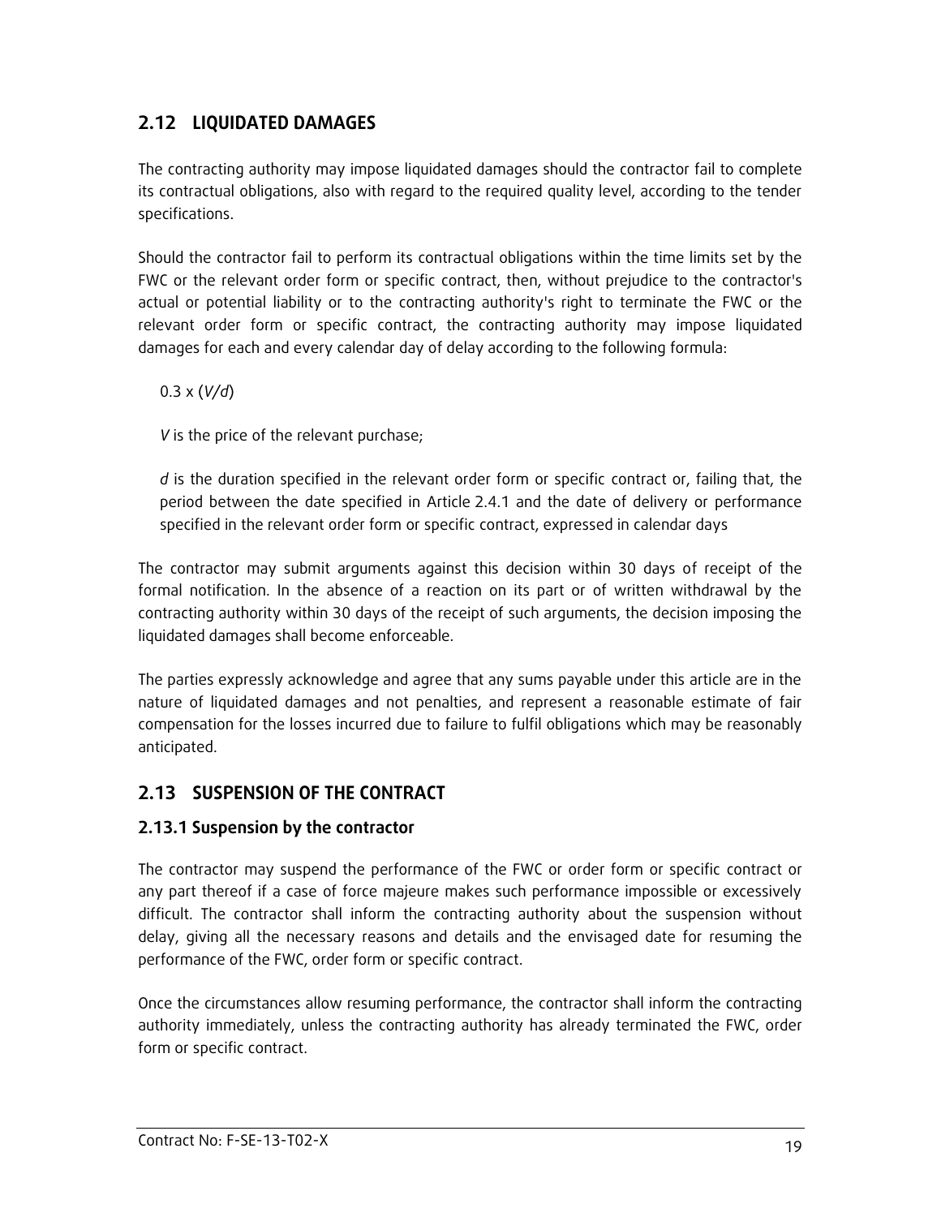## 2.12 LIQUIDATED DAMAGES

The contracting authority may impose liquidated damages should the contractor fail to complete its contractual obligations, also with regard to the required quality level, according to the tender specifications.

Should the contractor fail to perform its contractual obligations within the time limits set by the FWC or the relevant order form or specific contract, then, without prejudice to the contractor's actual or potential liability or to the contracting authority's right to terminate the FWC or the relevant order form or specific contract, the contracting authority may impose liquidated damages for each and every calendar day of delay according to the following formula:

$0.3 \times (V/d)$

$V$ is the price of the relevant purchase;

$d$ is the duration specified in the relevant order form or specific contract or, failing that, the period between the date specified in Article 2.4.1 and the date of delivery or performance specified in the relevant order form or specific contract, expressed in calendar days

The contractor may submit arguments against this decision within 30 days of receipt of the formal notification. In the absence of a reaction on its part or of written withdrawal by the contracting authority within 30 days of the receipt of such arguments, the decision imposing the liquidated damages shall become enforceable.

The parties expressly acknowledge and agree that any sums payable under this article are in the nature of liquidated damages and not penalties, and represent a reasonable estimate of fair compensation for the losses incurred due to failure to fulfil obligations which may be reasonably anticipated.

## 2.13 SUSPENSION OF THE CONTRACT

### 2.13.1 Suspension by the contractor

The contractor may suspend the performance of the FWC or order form or specific contract or any part thereof if a case of force majeure makes such performance impossible or excessively difficult. The contractor shall inform the contracting authority about the suspension without delay, giving all the necessary reasons and details and the envisaged date for resuming the performance of the FWC, order form or specific contract.

Once the circumstances allow resuming performance, the contractor shall inform the contracting authority immediately, unless the contracting authority has already terminated the FWC, order form or specific contract.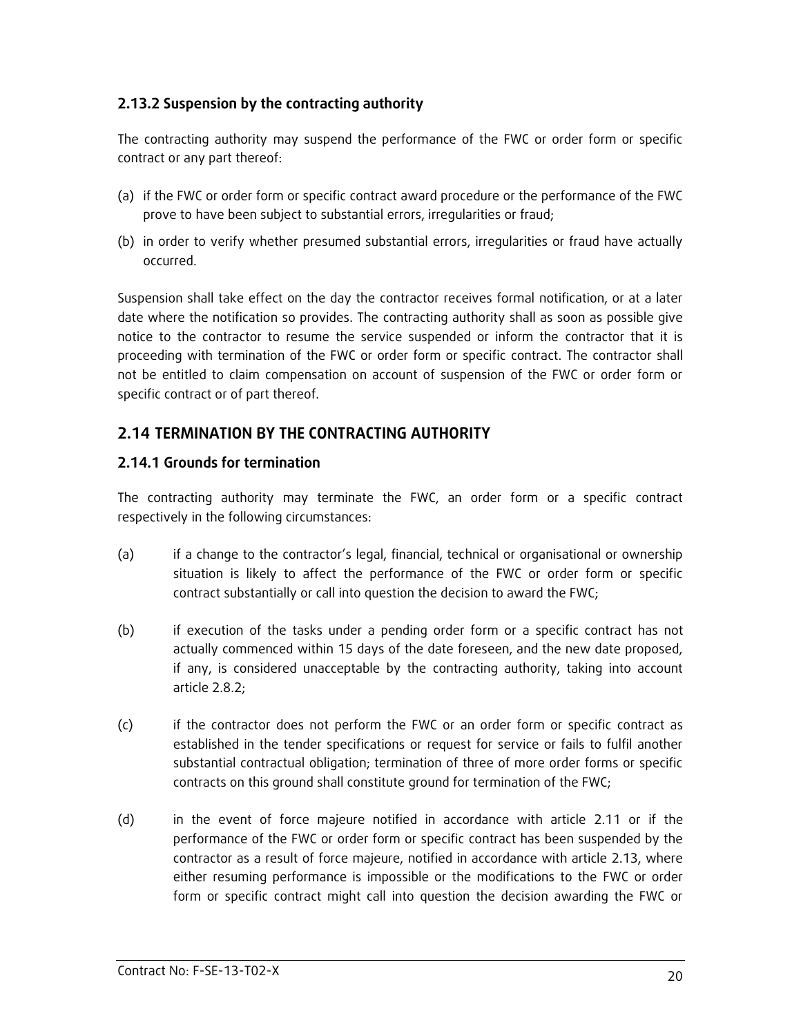### 2.13.2 Suspension by the contracting authority

The contracting authority may suspend the performance of the FWC or order form or specific contract or any part thereof:

(a) if the FWC or order form or specific contract award procedure or the performance of the FWC prove to have been subject to substantial errors, irregularities or fraud;

(b) in order to verify whether presumed substantial errors, irregularities or fraud have actually occurred.

Suspension shall take effect on the day the contractor receives formal notification, or at a later date where the notification so provides. The contracting authority shall as soon as possible give notice to the contractor to resume the service suspended or inform the contractor that it is proceeding with termination of the FWC or order form or specific contract. The contractor shall not be entitled to claim compensation on account of suspension of the FWC or order form or specific contract or of part thereof.

## 2.14 TERMINATION BY THE CONTRACTING AUTHORITY

### 2.14.1 Grounds for termination

The contracting authority may terminate the FWC, an order form or a specific contract respectively in the following circumstances:

(a) if a change to the contractor's legal, financial, technical or organisational or ownership situation is likely to affect the performance of the FWC or order form or specific contract substantially or call into question the decision to award the FWC;

(b) if execution of the tasks under a pending order form or a specific contract has not actually commenced within 15 days of the date foreseen, and the new date proposed, if any, is considered unacceptable by the contracting authority, taking into account article 2.8.2;

(c) if the contractor does not perform the FWC or an order form or specific contract as established in the tender specifications or request for service or fails to fulfil another substantial contractual obligation; termination of three of more order forms or specific contracts on this ground shall constitute ground for termination of the FWC;

(d) in the event of force majeure notified in accordance with article 2.11 or if the performance of the FWC or order form or specific contract has been suspended by the contractor as a result of force majeure, notified in accordance with article 2.13, where either resuming performance is impossible or the modifications to the FWC or order form or specific contract might call into question the decision awarding the FWC or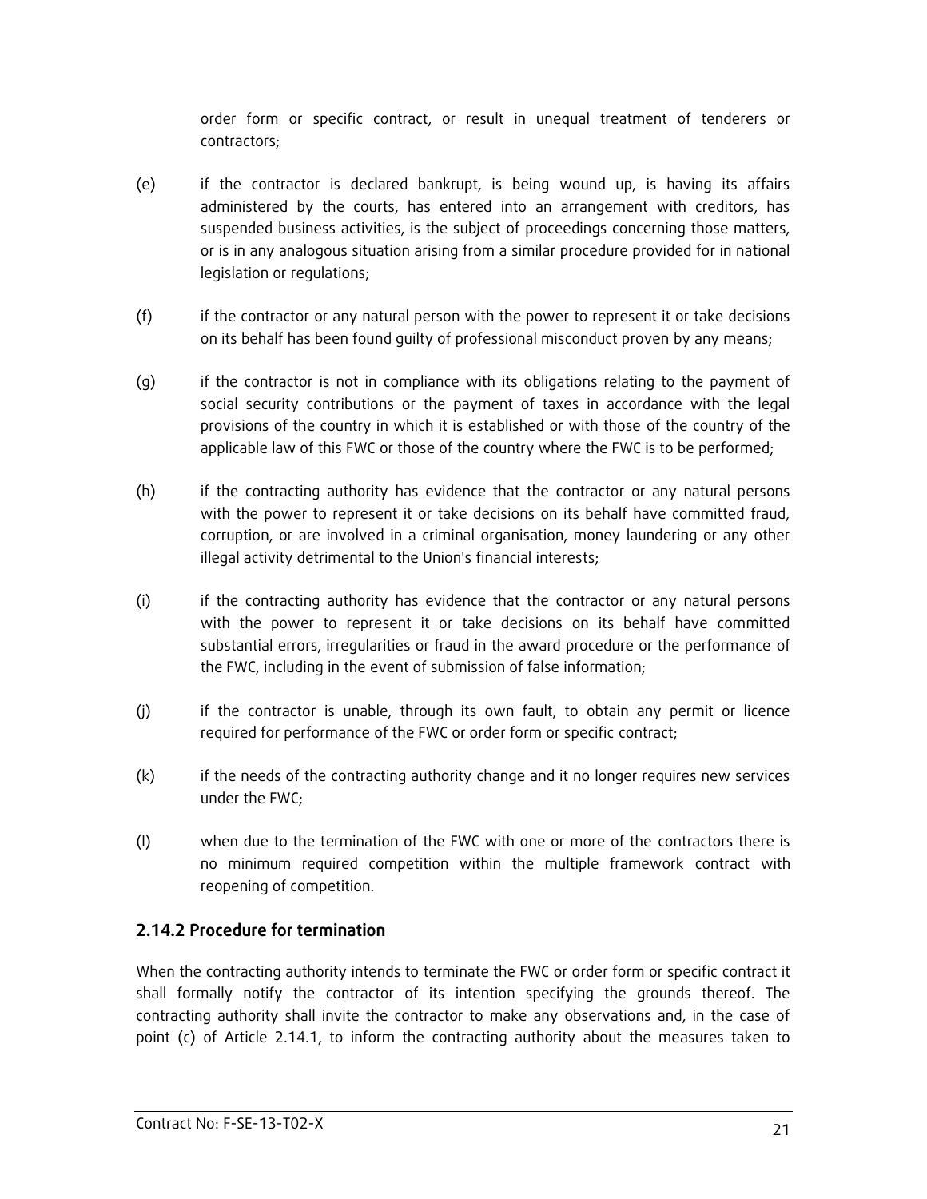order form or specific contract, or result in unequal treatment of tenderers or contractors;

(e) if the contractor is declared bankrupt, is being wound up, is having its affairs administered by the courts, has entered into an arrangement with creditors, has suspended business activities, is the subject of proceedings concerning those matters, or is in any analogous situation arising from a similar procedure provided for in national legislation or regulations;

(f) if the contractor or any natural person with the power to represent it or take decisions on its behalf has been found guilty of professional misconduct proven by any means;

(g) if the contractor is not in compliance with its obligations relating to the payment of social security contributions or the payment of taxes in accordance with the legal provisions of the country in which it is established or with those of the country of the applicable law of this FWC or those of the country where the FWC is to be performed;

(h) if the contracting authority has evidence that the contractor or any natural persons with the power to represent it or take decisions on its behalf have committed fraud, corruption, or are involved in a criminal organisation, money laundering or any other illegal activity detrimental to the Union's financial interests;

(i) if the contracting authority has evidence that the contractor or any natural persons with the power to represent it or take decisions on its behalf have committed substantial errors, irregularities or fraud in the award procedure or the performance of the FWC, including in the event of submission of false information;

(j) if the contractor is unable, through its own fault, to obtain any permit or licence required for performance of the FWC or order form or specific contract;

(k) if the needs of the contracting authority change and it no longer requires new services under the FWC;

(l) when due to the termination of the FWC with one or more of the contractors there is no minimum required competition within the multiple framework contract with reopening of competition.

### 2.14.2 Procedure for termination

When the contracting authority intends to terminate the FWC or order form or specific contract it shall formally notify the contractor of its intention specifying the grounds thereof. The contracting authority shall invite the contractor to make any observations and, in the case of point (c) of Article 2.14.1, to inform the contracting authority about the measures taken to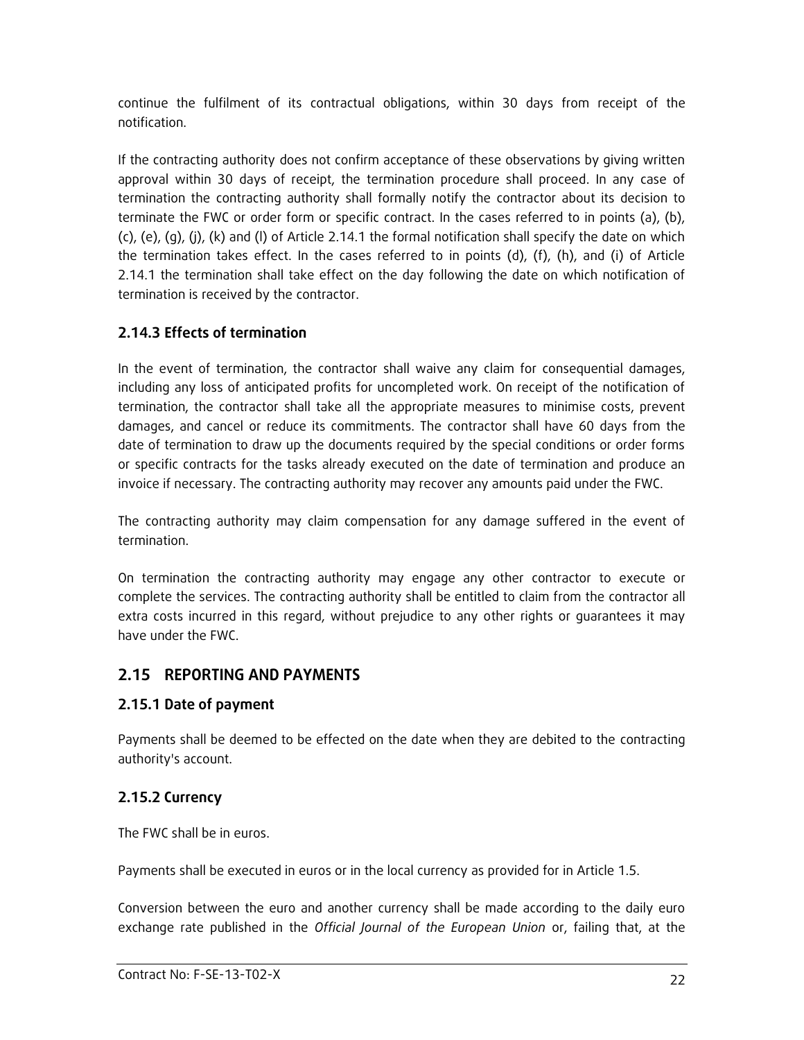continue the fulfilment of its contractual obligations, within 30 days from receipt of the notification.

If the contracting authority does not confirm acceptance of these observations by giving written approval within 30 days of receipt, the termination procedure shall proceed. In any case of termination the contracting authority shall formally notify the contractor about its decision to terminate the FWC or order form or specific contract. In the cases referred to in points (a), (b), (c), (e), (g), (j), (k) and (l) of Article 2.14.1 the formal notification shall specify the date on which the termination takes effect. In the cases referred to in points (d), (f), (h), and (i) of Article 2.14.1 the termination shall take effect on the day following the date on which notification of termination is received by the contractor.

### 2.14.3 Effects of termination

In the event of termination, the contractor shall waive any claim for consequential damages, including any loss of anticipated profits for uncompleted work. On receipt of the notification of termination, the contractor shall take all the appropriate measures to minimise costs, prevent damages, and cancel or reduce its commitments. The contractor shall have 60 days from the date of termination to draw up the documents required by the special conditions or order forms or specific contracts for the tasks already executed on the date of termination and produce an invoice if necessary. The contracting authority may recover any amounts paid under the FWC.

The contracting authority may claim compensation for any damage suffered in the event of termination.

On termination the contracting authority may engage any other contractor to execute or complete the services. The contracting authority shall be entitled to claim from the contractor all extra costs incurred in this regard, without prejudice to any other rights or guarantees it may have under the FWC.

## 2.15 REPORTING AND PAYMENTS

### 2.15.1 Date of payment

Payments shall be deemed to be effected on the date when they are debited to the contracting authority's account.

### 2.15.2 Currency

The FWC shall be in euros.

Payments shall be executed in euros or in the local currency as provided for in Article 1.5.

Conversion between the euro and another currency shall be made according to the daily euro exchange rate published in the *Official Journal of the European Union* or, failing that, at the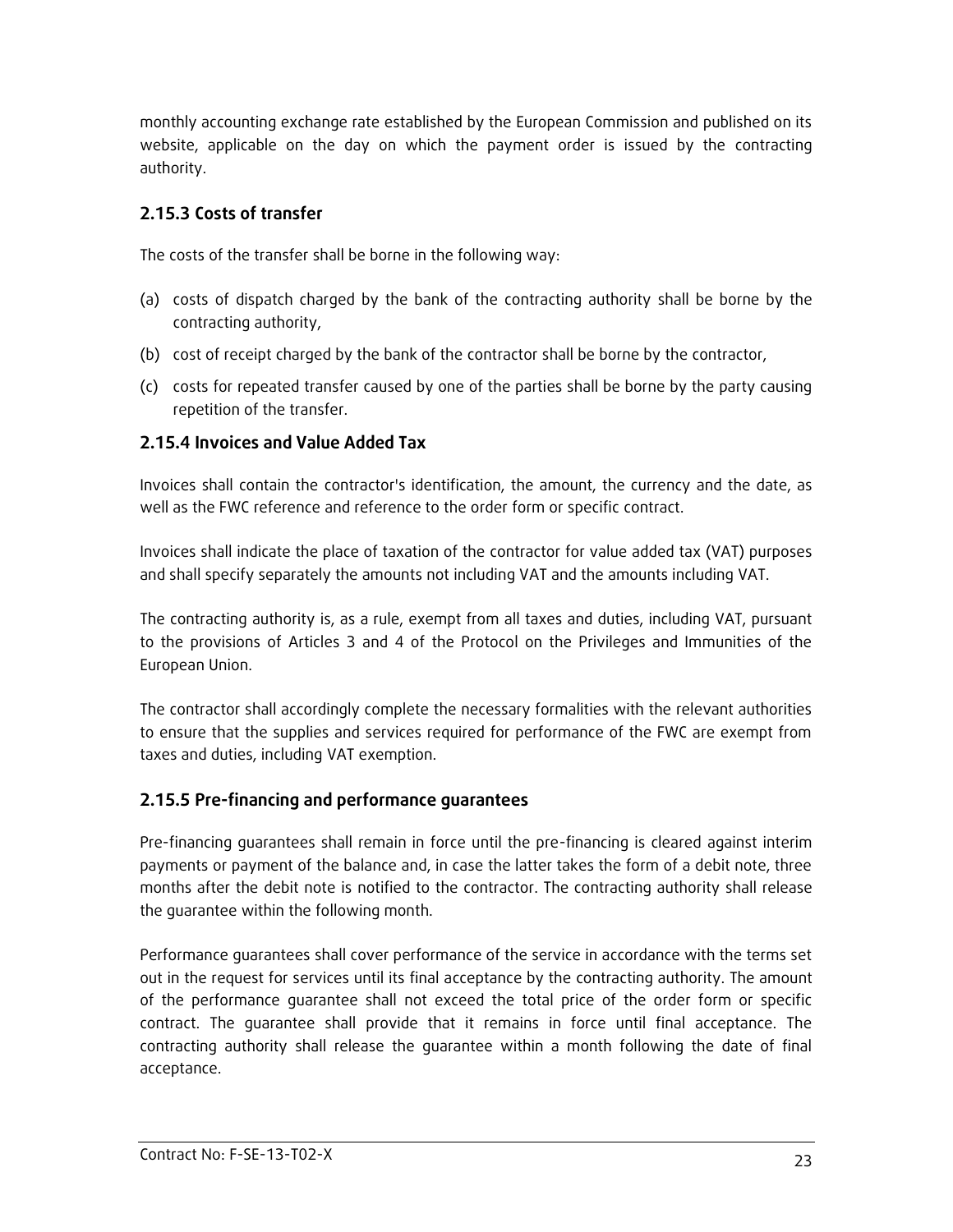monthly accounting exchange rate established by the European Commission and published on its website, applicable on the day on which the payment order is issued by the contracting authority.

### 2.15.3 Costs of transfer

The costs of the transfer shall be borne in the following way:

(a) costs of dispatch charged by the bank of the contracting authority shall be borne by the contracting authority,

(b) cost of receipt charged by the bank of the contractor shall be borne by the contractor,

(c) costs for repeated transfer caused by one of the parties shall be borne by the party causing repetition of the transfer.

### 2.15.4 Invoices and Value Added Tax

Invoices shall contain the contractor's identification, the amount, the currency and the date, as well as the FWC reference and reference to the order form or specific contract.

Invoices shall indicate the place of taxation of the contractor for value added tax (VAT) purposes and shall specify separately the amounts not including VAT and the amounts including VAT.

The contracting authority is, as a rule, exempt from all taxes and duties, including VAT, pursuant to the provisions of Articles 3 and 4 of the Protocol on the Privileges and Immunities of the European Union.

The contractor shall accordingly complete the necessary formalities with the relevant authorities to ensure that the supplies and services required for performance of the FWC are exempt from taxes and duties, including VAT exemption.

### 2.15.5 Pre-financing and performance guarantees

Pre-financing guarantees shall remain in force until the pre-financing is cleared against interim payments or payment of the balance and, in case the latter takes the form of a debit note, three months after the debit note is notified to the contractor. The contracting authority shall release the guarantee within the following month.

Performance guarantees shall cover performance of the service in accordance with the terms set out in the request for services until its final acceptance by the contracting authority. The amount of the performance guarantee shall not exceed the total price of the order form or specific contract. The guarantee shall provide that it remains in force until final acceptance. The contracting authority shall release the guarantee within a month following the date of final acceptance.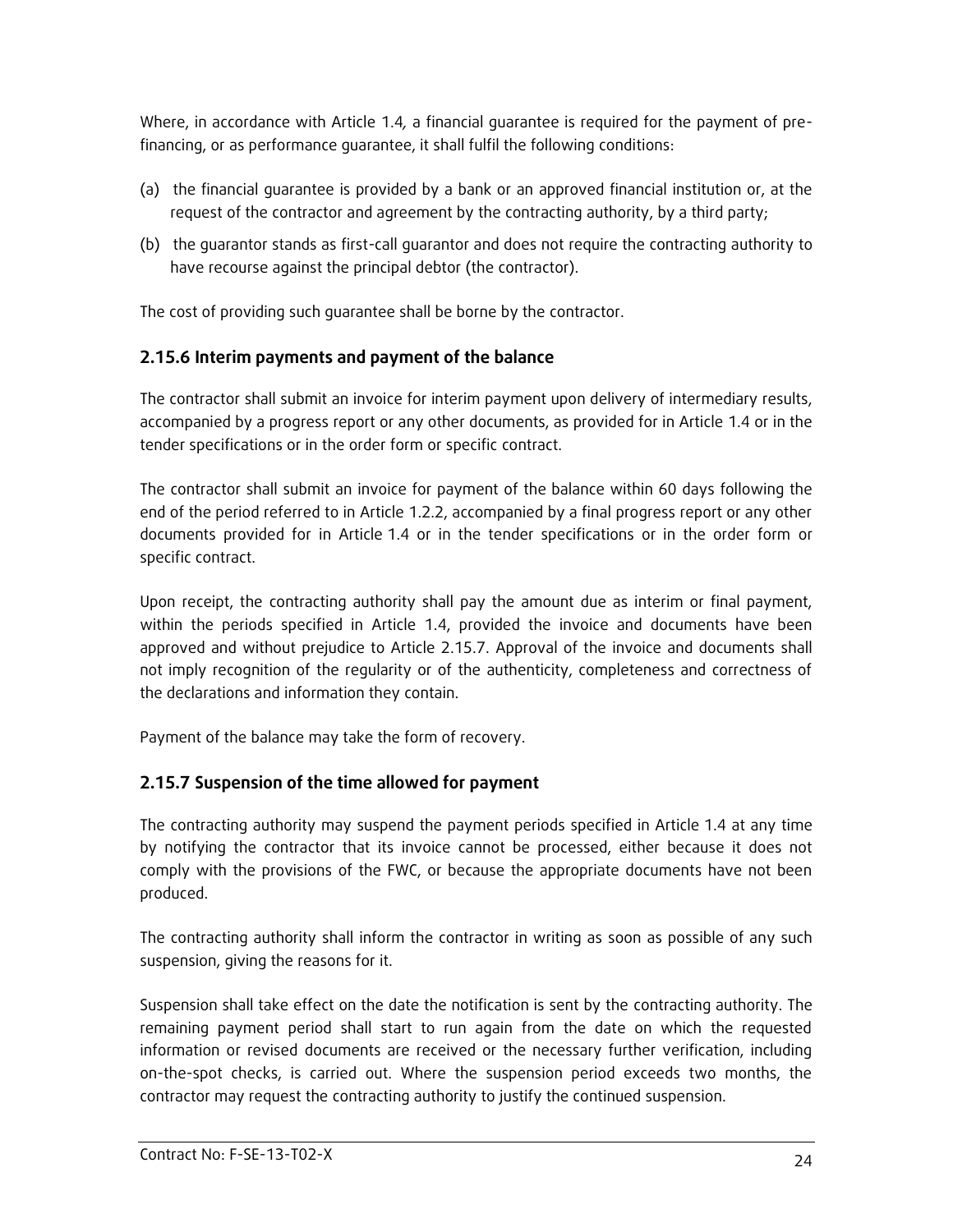Where, in accordance with Article 1.4, a financial guarantee is required for the payment of pre-financing, or as performance guarantee, it shall fulfil the following conditions:

(a) the financial guarantee is provided by a bank or an approved financial institution or, at the request of the contractor and agreement by the contracting authority, by a third party;

(b) the guarantor stands as first-call guarantor and does not require the contracting authority to have recourse against the principal debtor (the contractor).

The cost of providing such guarantee shall be borne by the contractor.

### 2.15.6 Interim payments and payment of the balance

The contractor shall submit an invoice for interim payment upon delivery of intermediary results, accompanied by a progress report or any other documents, as provided for in Article 1.4 or in the tender specifications or in the order form or specific contract.

The contractor shall submit an invoice for payment of the balance within 60 days following the end of the period referred to in Article 1.2.2, accompanied by a final progress report or any other documents provided for in Article 1.4 or in the tender specifications or in the order form or specific contract.

Upon receipt, the contracting authority shall pay the amount due as interim or final payment, within the periods specified in Article 1.4, provided the invoice and documents have been approved and without prejudice to Article 2.15.7. Approval of the invoice and documents shall not imply recognition of the regularity or of the authenticity, completeness and correctness of the declarations and information they contain.

Payment of the balance may take the form of recovery.

### 2.15.7 Suspension of the time allowed for payment

The contracting authority may suspend the payment periods specified in Article 1.4 at any time by notifying the contractor that its invoice cannot be processed, either because it does not comply with the provisions of the FWC, or because the appropriate documents have not been produced.

The contracting authority shall inform the contractor in writing as soon as possible of any such suspension, giving the reasons for it.

Suspension shall take effect on the date the notification is sent by the contracting authority. The remaining payment period shall start to run again from the date on which the requested information or revised documents are received or the necessary further verification, including on-the-spot checks, is carried out. Where the suspension period exceeds two months, the contractor may request the contracting authority to justify the continued suspension.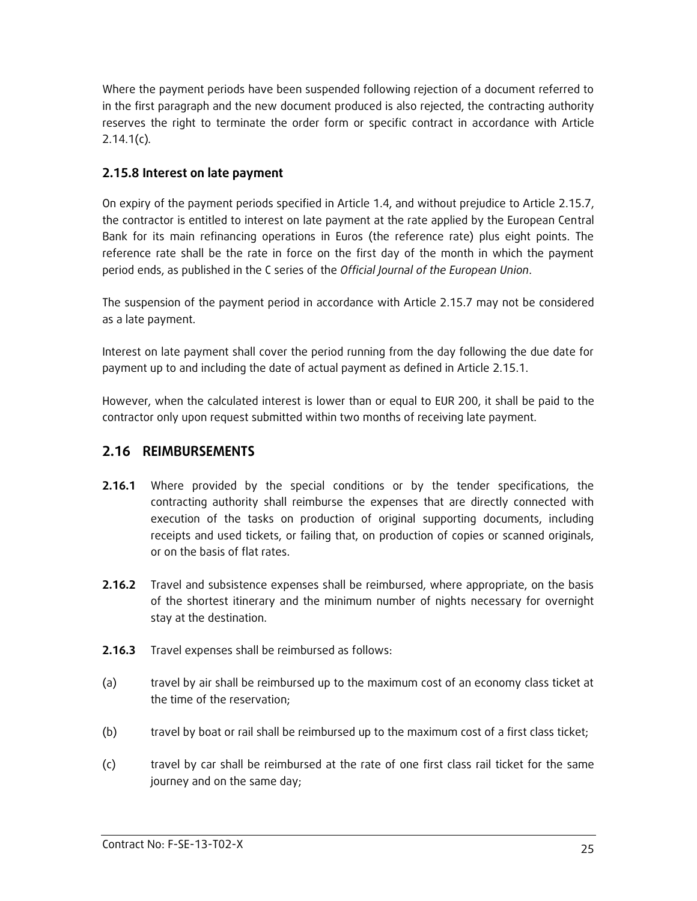Where the payment periods have been suspended following rejection of a document referred to in the first paragraph and the new document produced is also rejected, the contracting authority reserves the right to terminate the order form or specific contract in accordance with Article 2.14.1(c).

### 2.15.8 Interest on late payment

On expiry of the payment periods specified in Article 1.4, and without prejudice to Article 2.15.7, the contractor is entitled to interest on late payment at the rate applied by the European Central Bank for its main refinancing operations in Euros (the reference rate) plus eight points. The reference rate shall be the rate in force on the first day of the month in which the payment period ends, as published in the C series of the *Official Journal of the European Union*.

The suspension of the payment period in accordance with Article 2.15.7 may not be considered as a late payment.

Interest on late payment shall cover the period running from the day following the due date for payment up to and including the date of actual payment as defined in Article 2.15.1.

However, when the calculated interest is lower than or equal to EUR 200, it shall be paid to the contractor only upon request submitted within two months of receiving late payment.

## 2.16 REIMBURSEMENTS

**2.16.1** Where provided by the special conditions or by the tender specifications, the contracting authority shall reimburse the expenses that are directly connected with execution of the tasks on production of original supporting documents, including receipts and used tickets, or failing that, on production of copies or scanned originals, or on the basis of flat rates.

**2.16.2** Travel and subsistence expenses shall be reimbursed, where appropriate, on the basis of the shortest itinerary and the minimum number of nights necessary for overnight stay at the destination.

**2.16.3** Travel expenses shall be reimbursed as follows:

(a) travel by air shall be reimbursed up to the maximum cost of an economy class ticket at the time of the reservation;

(b) travel by boat or rail shall be reimbursed up to the maximum cost of a first class ticket;

(c) travel by car shall be reimbursed at the rate of one first class rail ticket for the same journey and on the same day;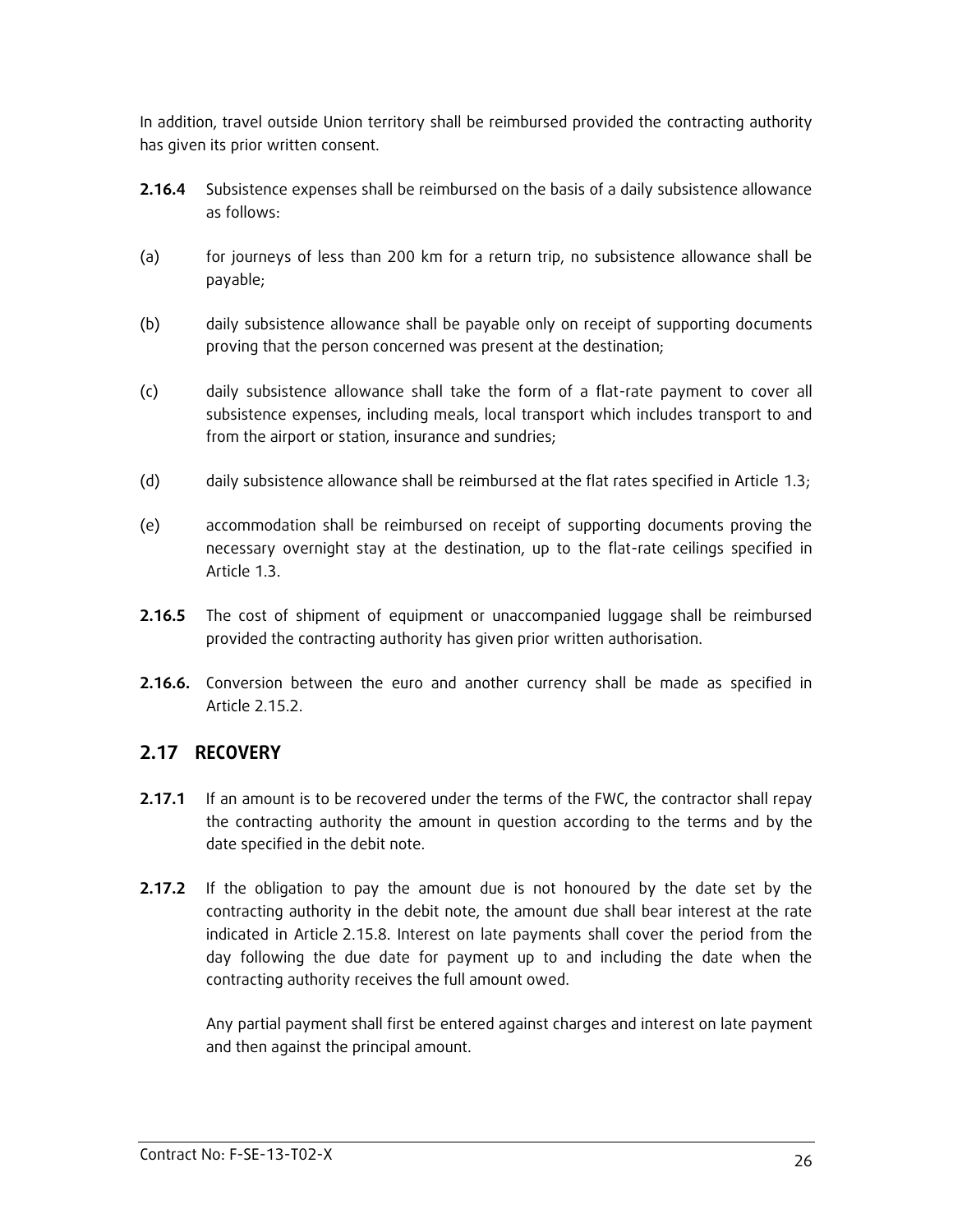In addition, travel outside Union territory shall be reimbursed provided the contracting authority has given its prior written consent.

**2.16.4** Subsistence expenses shall be reimbursed on the basis of a daily subsistence allowance as follows:

(a) for journeys of less than 200 km for a return trip, no subsistence allowance shall be payable;

(b) daily subsistence allowance shall be payable only on receipt of supporting documents proving that the person concerned was present at the destination;

(c) daily subsistence allowance shall take the form of a flat-rate payment to cover all subsistence expenses, including meals, local transport which includes transport to and from the airport or station, insurance and sundries;

(d) daily subsistence allowance shall be reimbursed at the flat rates specified in Article 1.3;

(e) accommodation shall be reimbursed on receipt of supporting documents proving the necessary overnight stay at the destination, up to the flat-rate ceilings specified in Article 1.3.

**2.16.5** The cost of shipment of equipment or unaccompanied luggage shall be reimbursed provided the contracting authority has given prior written authorisation.

**2.16.6.** Conversion between the euro and another currency shall be made as specified in Article 2.15.2.

## 2.17 RECOVERY

**2.17.1** If an amount is to be recovered under the terms of the FWC, the contractor shall repay the contracting authority the amount in question according to the terms and by the date specified in the debit note.

**2.17.2** If the obligation to pay the amount due is not honoured by the date set by the contracting authority in the debit note, the amount due shall bear interest at the rate indicated in Article 2.15.8. Interest on late payments shall cover the period from the day following the due date for payment up to and including the date when the contracting authority receives the full amount owed.

Any partial payment shall first be entered against charges and interest on late payment and then against the principal amount.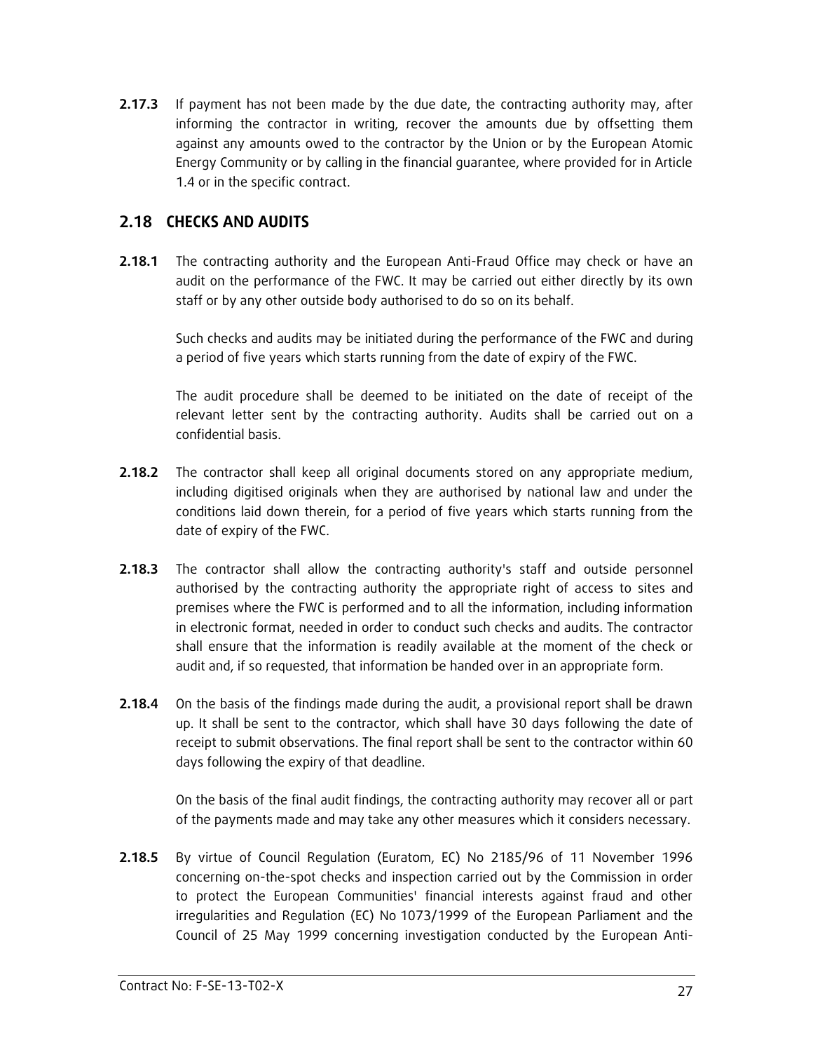**2.17.3** If payment has not been made by the due date, the contracting authority may, after informing the contractor in writing, recover the amounts due by offsetting them against any amounts owed to the contractor by the Union or by the European Atomic Energy Community or by calling in the financial guarantee, where provided for in Article 1.4 or in the specific contract.

## 2.18 CHECKS AND AUDITS

**2.18.1** The contracting authority and the European Anti-Fraud Office may check or have an audit on the performance of the FWC. It may be carried out either directly by its own staff or by any other outside body authorised to do so on its behalf.

Such checks and audits may be initiated during the performance of the FWC and during a period of five years which starts running from the date of expiry of the FWC.

The audit procedure shall be deemed to be initiated on the date of receipt of the relevant letter sent by the contracting authority. Audits shall be carried out on a confidential basis.

**2.18.2** The contractor shall keep all original documents stored on any appropriate medium, including digitised originals when they are authorised by national law and under the conditions laid down therein, for a period of five years which starts running from the date of expiry of the FWC.

**2.18.3** The contractor shall allow the contracting authority's staff and outside personnel authorised by the contracting authority the appropriate right of access to sites and premises where the FWC is performed and to all the information, including information in electronic format, needed in order to conduct such checks and audits. The contractor shall ensure that the information is readily available at the moment of the check or audit and, if so requested, that information be handed over in an appropriate form.

**2.18.4** On the basis of the findings made during the audit, a provisional report shall be drawn up. It shall be sent to the contractor, which shall have 30 days following the date of receipt to submit observations. The final report shall be sent to the contractor within 60 days following the expiry of that deadline.

On the basis of the final audit findings, the contracting authority may recover all or part of the payments made and may take any other measures which it considers necessary.

**2.18.5** By virtue of Council Regulation (Euratom, EC) No 2185/96 of 11 November 1996 concerning on-the-spot checks and inspection carried out by the Commission in order to protect the European Communities' financial interests against fraud and other irregularities and Regulation (EC) No 1073/1999 of the European Parliament and the Council of 25 May 1999 concerning investigation conducted by the European Anti-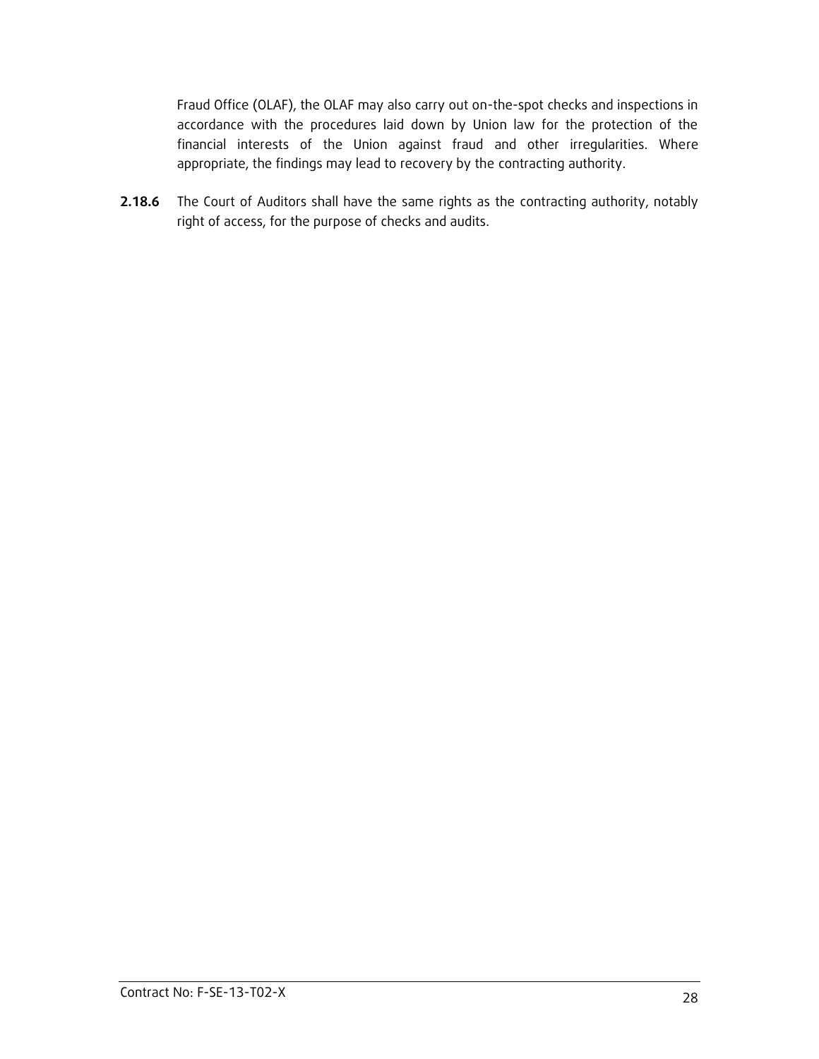Fraud Office (OLAF), the OLAF may also carry out on-the-spot checks and inspections in accordance with the procedures laid down by Union law for the protection of the financial interests of the Union against fraud and other irregularities. Where appropriate, the findings may lead to recovery by the contracting authority.

**2.18.6** The Court of Auditors shall have the same rights as the contracting authority, notably right of access, for the purpose of checks and audits.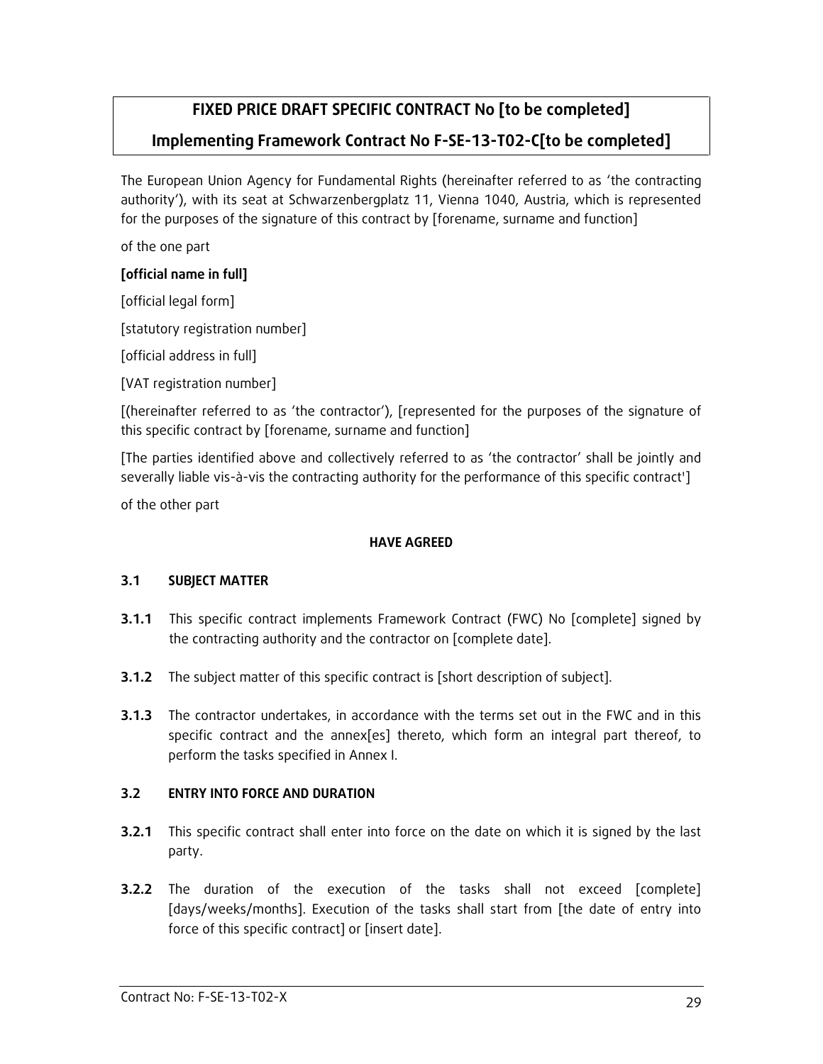# FIXED PRICE DRAFT SPECIFIC CONTRACT No [to be completed]

# Implementing Framework Contract No F-SE-13-T02-C[to be completed]

The European Union Agency for Fundamental Rights (hereinafter referred to as 'the contracting authority'), with its seat at Schwarzenbergplatz 11, Vienna 1040, Austria, which is represented for the purposes of the signature of this contract by [forename, surname and function]

of the one part

**[official name in full]**

[official legal form]

[statutory registration number]

[official address in full]

[VAT registration number]

[(hereinafter referred to as 'the contractor'), [represented for the purposes of the signature of this specific contract by [forename, surname and function]

[The parties identified above and collectively referred to as 'the contractor' shall be jointly and severally liable vis-à-vis the contracting authority for the performance of this specific contract']

of the other part

**HAVE AGREED**

### 3.1 SUBJECT MATTER

**3.1.1** This specific contract implements Framework Contract (FWC) No [complete] signed by the contracting authority and the contractor on [complete date].

**3.1.2** The subject matter of this specific contract is [short description of subject].

**3.1.3** The contractor undertakes, in accordance with the terms set out in the FWC and in this specific contract and the annex[es] thereto, which form an integral part thereof, to perform the tasks specified in Annex I.

### 3.2 ENTRY INTO FORCE AND DURATION

**3.2.1** This specific contract shall enter into force on the date on which it is signed by the last party.

**3.2.2** The duration of the execution of the tasks shall not exceed [complete] [days/weeks/months]. Execution of the tasks shall start from [the date of entry into force of this specific contract] or [insert date].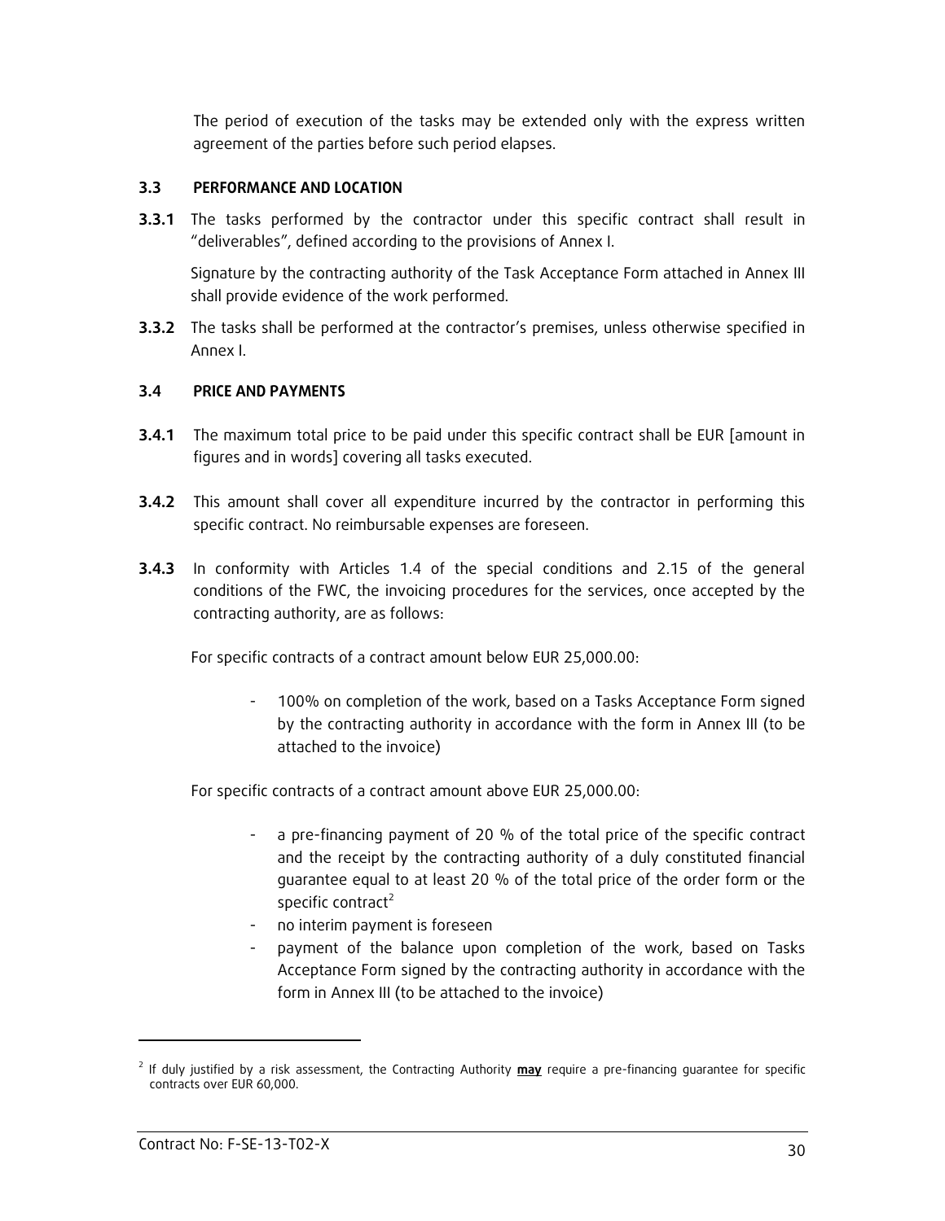The period of execution of the tasks may be extended only with the express written agreement of the parties before such period elapses.

### 3.3 PERFORMANCE AND LOCATION

**3.3.1** The tasks performed by the contractor under this specific contract shall result in "deliverables", defined according to the provisions of Annex I.

Signature by the contracting authority of the Task Acceptance Form attached in Annex III shall provide evidence of the work performed.

**3.3.2** The tasks shall be performed at the contractor's premises, unless otherwise specified in Annex I.

### 3.4 PRICE AND PAYMENTS

**3.4.1** The maximum total price to be paid under this specific contract shall be EUR [amount in figures and in words] covering all tasks executed.

**3.4.2** This amount shall cover all expenditure incurred by the contractor in performing this specific contract. No reimbursable expenses are foreseen.

**3.4.3** In conformity with Articles 1.4 of the special conditions and 2.15 of the general conditions of the FWC, the invoicing procedures for the services, once accepted by the contracting authority, are as follows:

For specific contracts of a contract amount below EUR 25,000.00:

- 100% on completion of the work, based on a Tasks Acceptance Form signed by the contracting authority in accordance with the form in Annex III (to be attached to the invoice)

For specific contracts of a contract amount above EUR 25,000.00:

- a pre-financing payment of 20 % of the total price of the specific contract and the receipt by the contracting authority of a duly constituted financial guarantee equal to at least 20 % of the total price of the order form or the specific contract[2]
- no interim payment is foreseen
- payment of the balance upon completion of the work, based on Tasks Acceptance Form signed by the contracting authority in accordance with the form in Annex III (to be attached to the invoice)

---

[2] If duly justified by a risk assessment, the Contracting Authority **may** require a pre-financing guarantee for specific contracts over EUR 60,000.

Contract No: F-SE-13-T02-X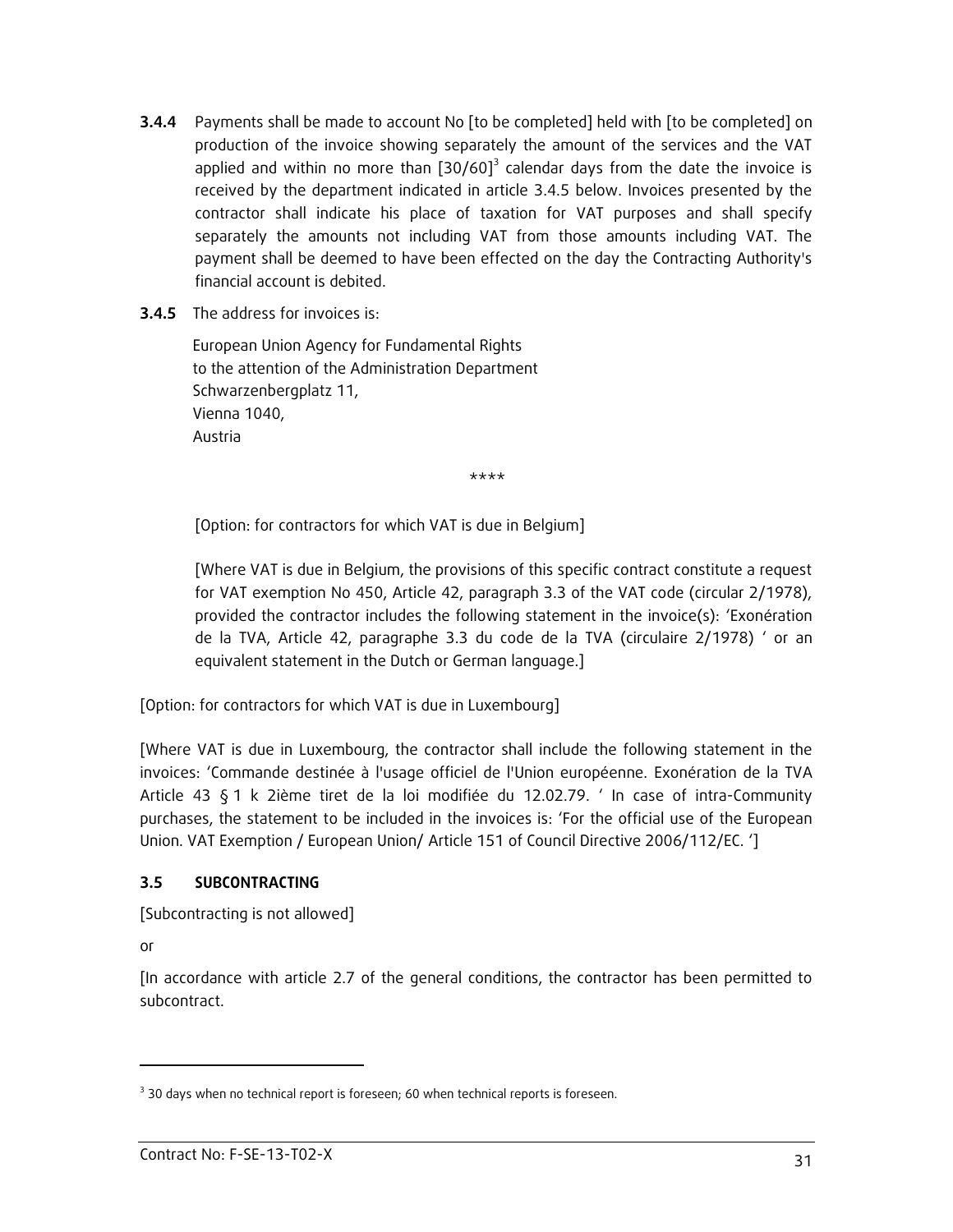**3.4.4** Payments shall be made to account No [to be completed] held with [to be completed] on production of the invoice showing separately the amount of the services and the VAT applied and within no more than [30/60][3] calendar days from the date the invoice is received by the department indicated in article 3.4.5 below. Invoices presented by the contractor shall indicate his place of taxation for VAT purposes and shall specify separately the amounts not including VAT from those amounts including VAT. The payment shall be deemed to have been effected on the day the Contracting Authority's financial account is debited.

**3.4.5** The address for invoices is:

European Union Agency for Fundamental Rights
to the attention of the Administration Department
Schwarzenbergplatz 11,
Vienna 1040,
Austria

\*\*\*\*

[Option: for contractors for which VAT is due in Belgium]

[Where VAT is due in Belgium, the provisions of this specific contract constitute a request for VAT exemption No 450, Article 42, paragraph 3.3 of the VAT code (circular 2/1978), provided the contractor includes the following statement in the invoice(s): 'Exonération de la TVA, Article 42, paragraphe 3.3 du code de la TVA (circulaire 2/1978) ' or an equivalent statement in the Dutch or German language.]

[Option: for contractors for which VAT is due in Luxembourg]

[Where VAT is due in Luxembourg, the contractor shall include the following statement in the invoices: 'Commande destinée à l'usage officiel de l'Union européenne. Exonération de la TVA Article 43 § 1 k 2ième tiret de la loi modifiée du 12.02.79. ' In case of intra-Community purchases, the statement to be included in the invoices is: 'For the official use of the European Union. VAT Exemption / European Union/ Article 151 of Council Directive 2006/112/EC. ']

### 3.5 SUBCONTRACTING

[Subcontracting is not allowed]

or

[In accordance with article 2.7 of the general conditions, the contractor has been permitted to subcontract.

---

[3] 30 days when no technical report is foreseen; 60 when technical reports is foreseen.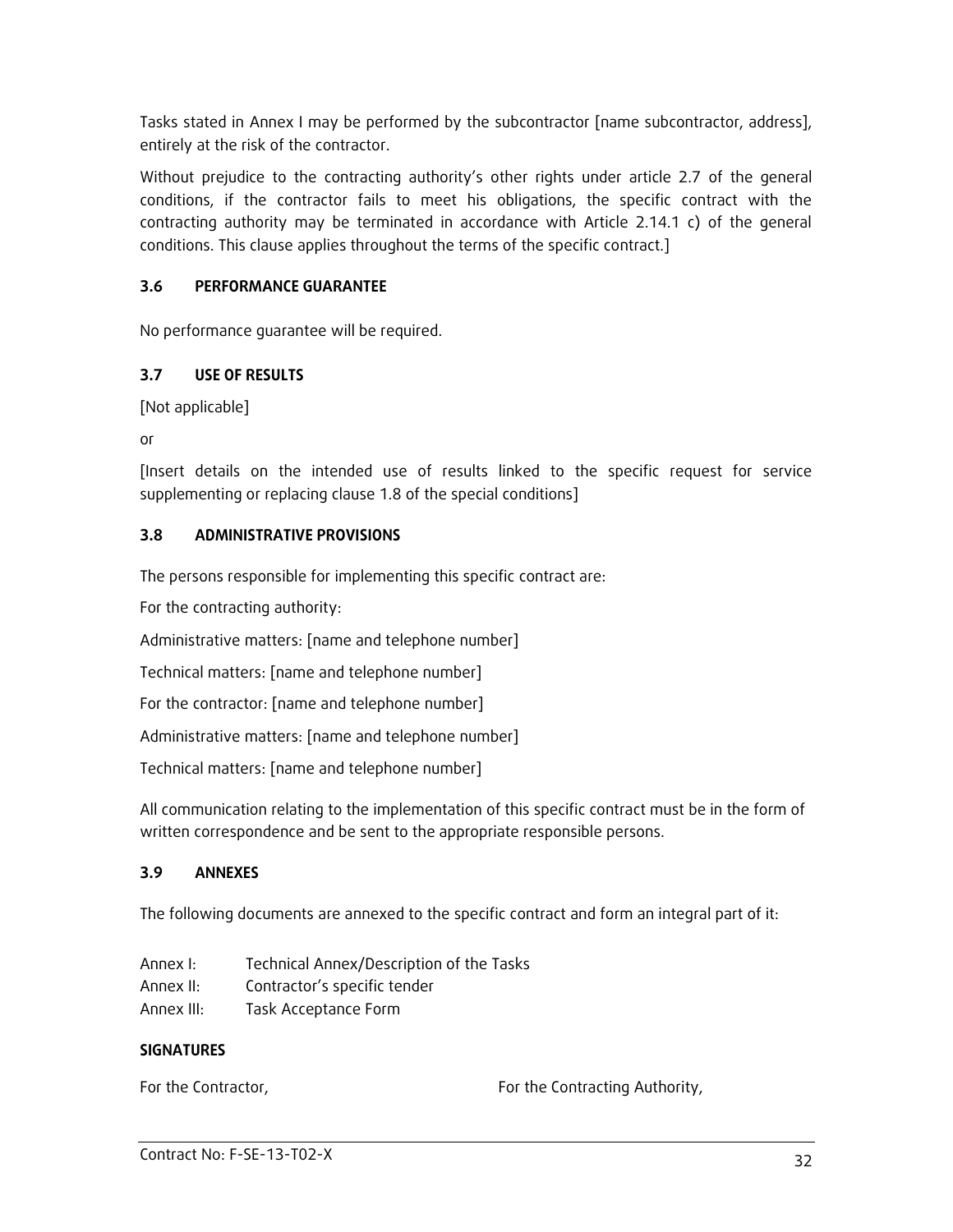Tasks stated in Annex I may be performed by the subcontractor [name subcontractor, address], entirely at the risk of the contractor.

Without prejudice to the contracting authority's other rights under article 2.7 of the general conditions, if the contractor fails to meet his obligations, the specific contract with the contracting authority may be terminated in accordance with Article 2.14.1 c) of the general conditions. This clause applies throughout the terms of the specific contract.]

### 3.6 PERFORMANCE GUARANTEE

No performance guarantee will be required.

### 3.7 USE OF RESULTS

[Not applicable]

or

[Insert details on the intended use of results linked to the specific request for service supplementing or replacing clause 1.8 of the special conditions]

### 3.8 ADMINISTRATIVE PROVISIONS

The persons responsible for implementing this specific contract are:

For the contracting authority:

Administrative matters: [name and telephone number]

Technical matters: [name and telephone number]

For the contractor: [name and telephone number]

Administrative matters: [name and telephone number]

Technical matters: [name and telephone number]

All communication relating to the implementation of this specific contract must be in the form of written correspondence and be sent to the appropriate responsible persons.

### 3.9 ANNEXES

The following documents are annexed to the specific contract and form an integral part of it:

Annex I: Technical Annex/Description of the Tasks
Annex II: Contractor's specific tender
Annex III: Task Acceptance Form

**SIGNATURES**

For the Contractor, For the Contracting Authority,

Contract No: F-SE-13-T02-X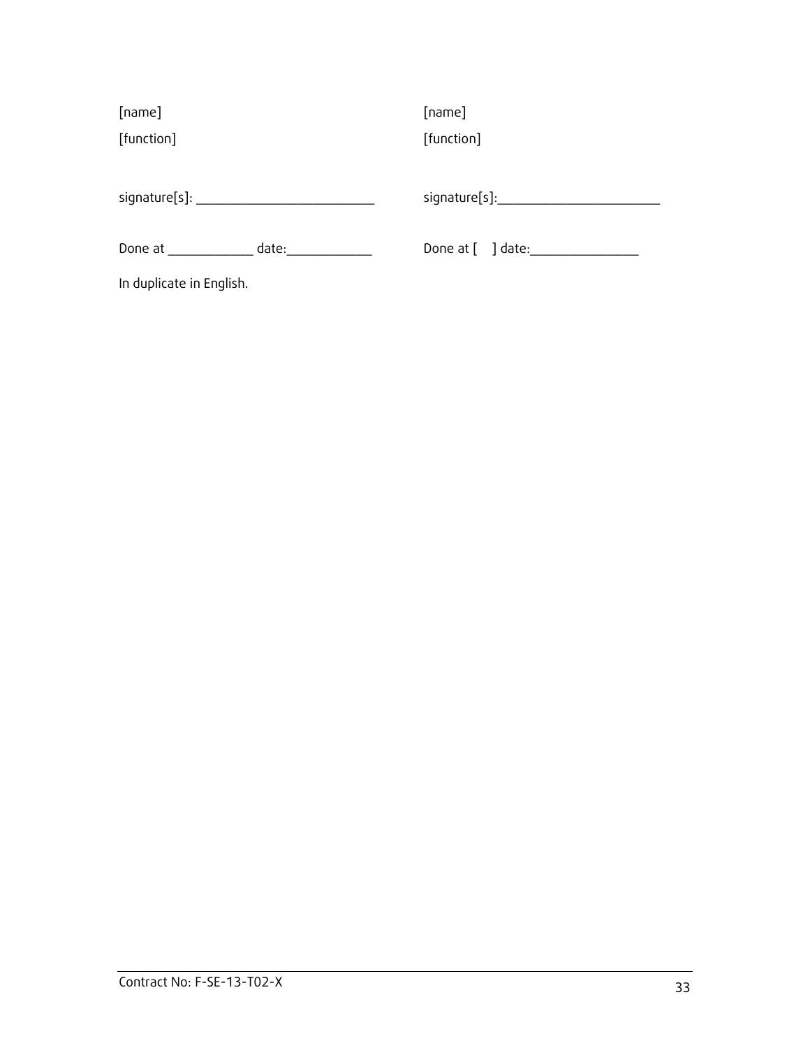| | |
|---|---|
| [name] | [name] |
| [function] | [function] |
| signature[s]: _______________________ | signature[s]:_______________________ |
| Done at ____________ date:____________ | Done at [ ] date:_______________ |

In duplicate in English.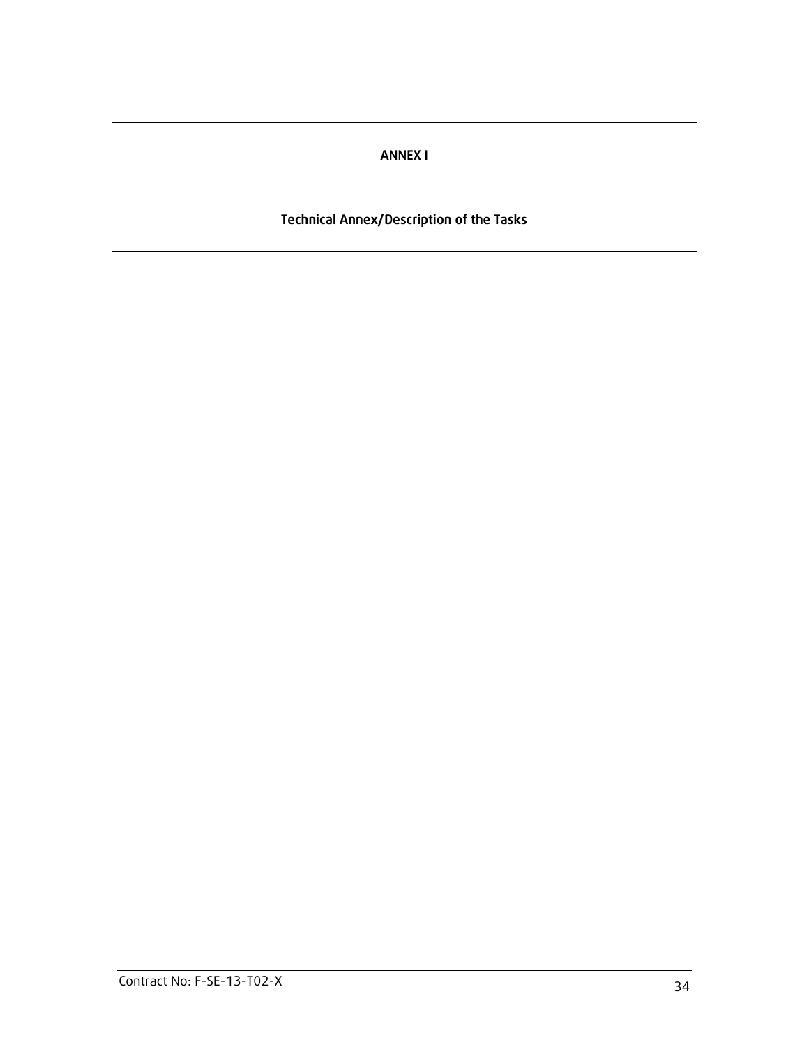# ANNEX I

## Technical Annex/Description of the Tasks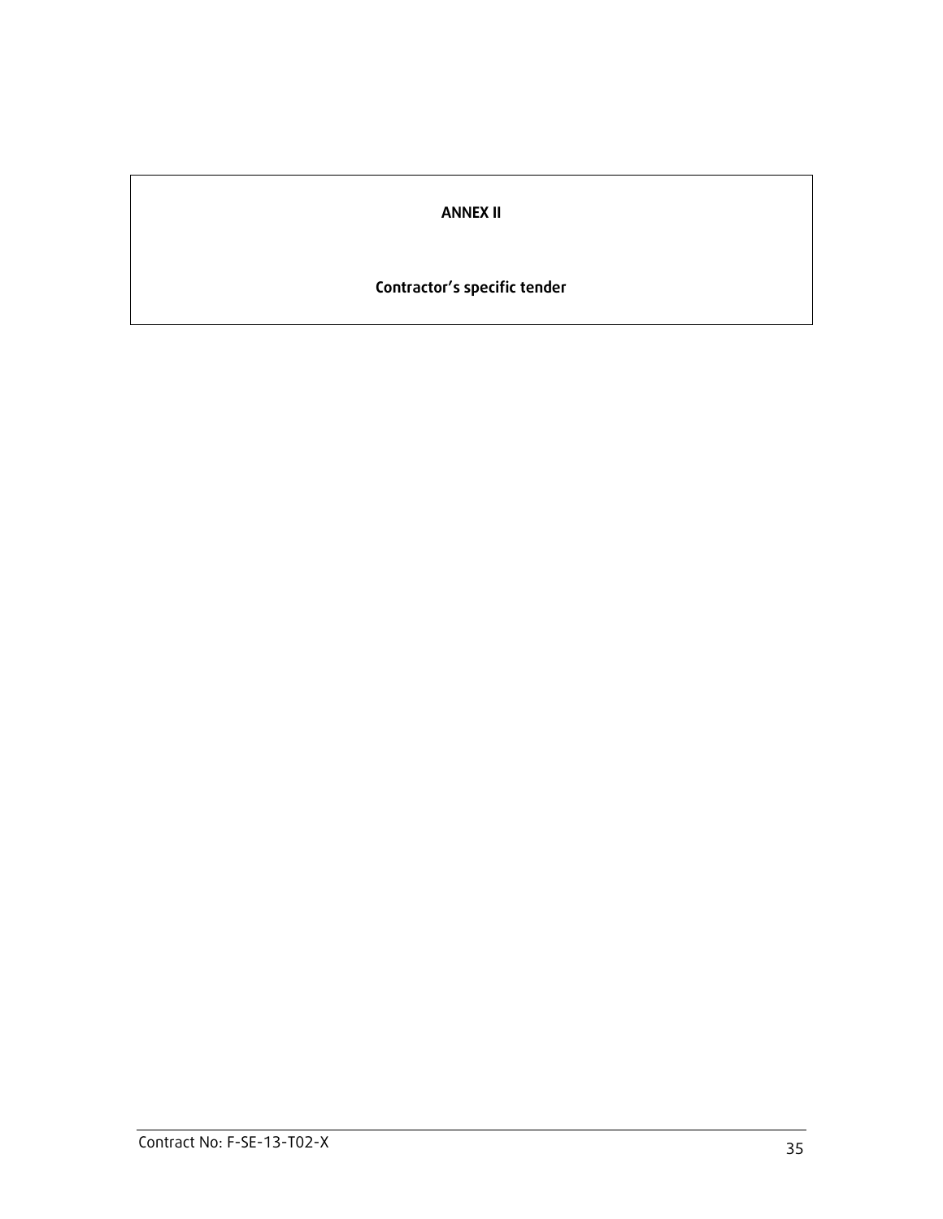**ANNEX II**

**Contractor's specific tender**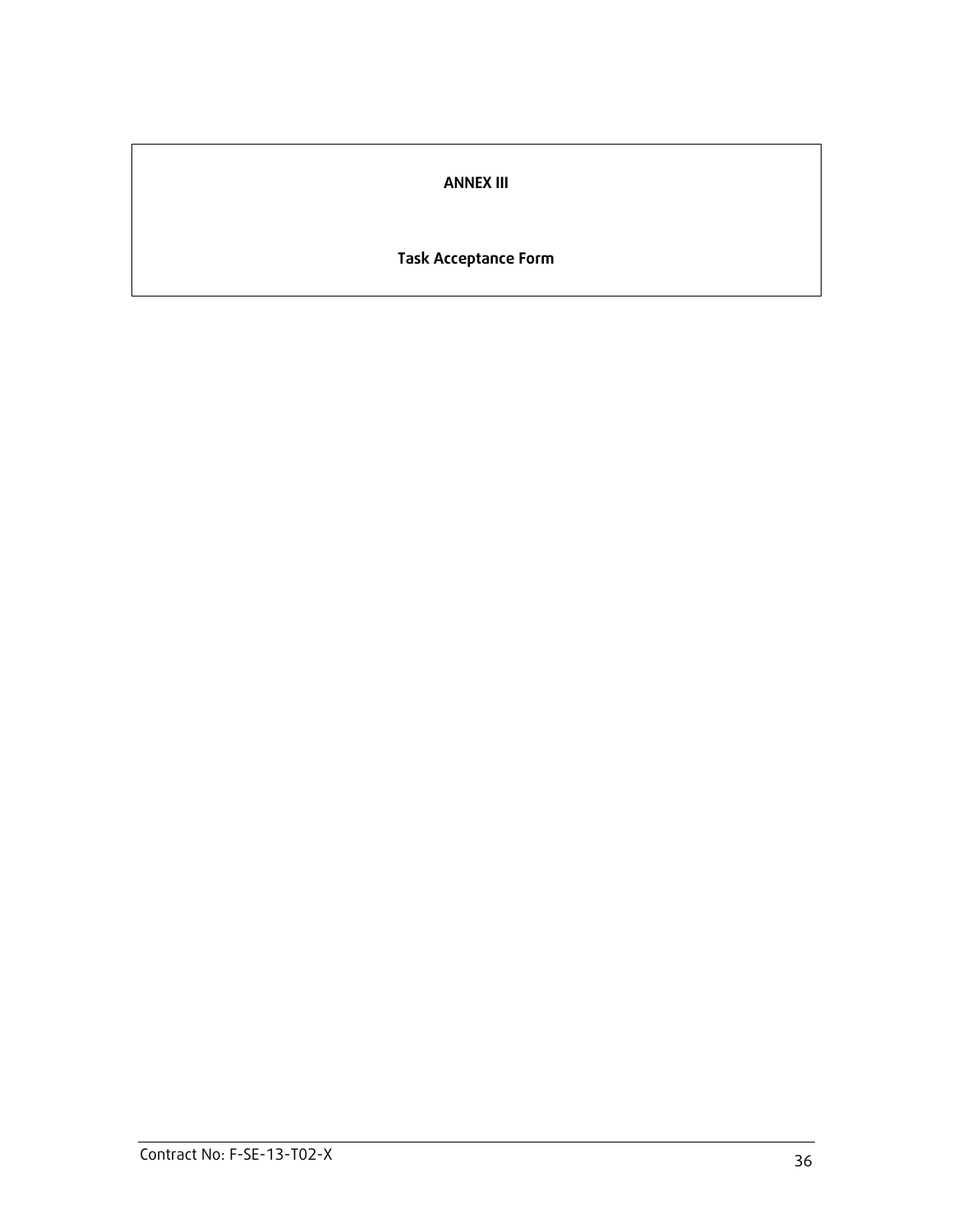# ANNEX III

## Task Acceptance Form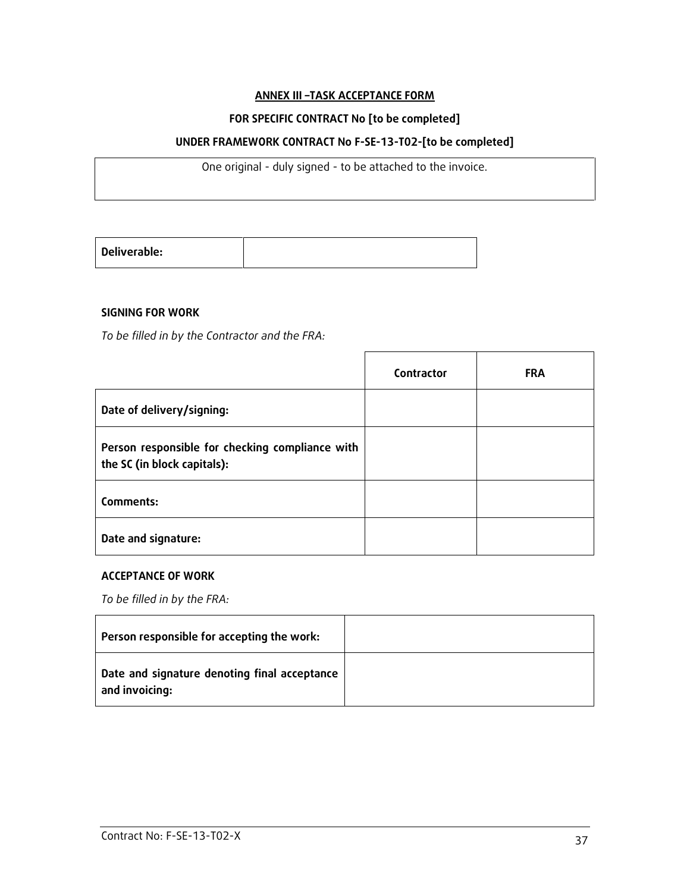**ANNEX III –TASK ACCEPTANCE FORM**

**FOR SPECIFIC CONTRACT No [to be completed]**

**UNDER FRAMEWORK CONTRACT No F-SE-13-T02-[to be completed]**

| One original - duly signed - to be attached to the invoice. |
|---|

| **Deliverable:** | |
|---|---|

**SIGNING FOR WORK**

*To be filled in by the Contractor and the FRA:*

| | **Contractor** | **FRA** |
|---|---|---|
| **Date of delivery/signing:** | | |
| **Person responsible for checking compliance with the SC (in block capitals):** | | |
| **Comments:** | | |
| **Date and signature:** | | |

**ACCEPTANCE OF WORK**

*To be filled in by the FRA:*

| **Person responsible for accepting the work:** | |
|---|---|
| **Date and signature denoting final acceptance and invoicing:** | |

Contract No: F-SE-13-T02-X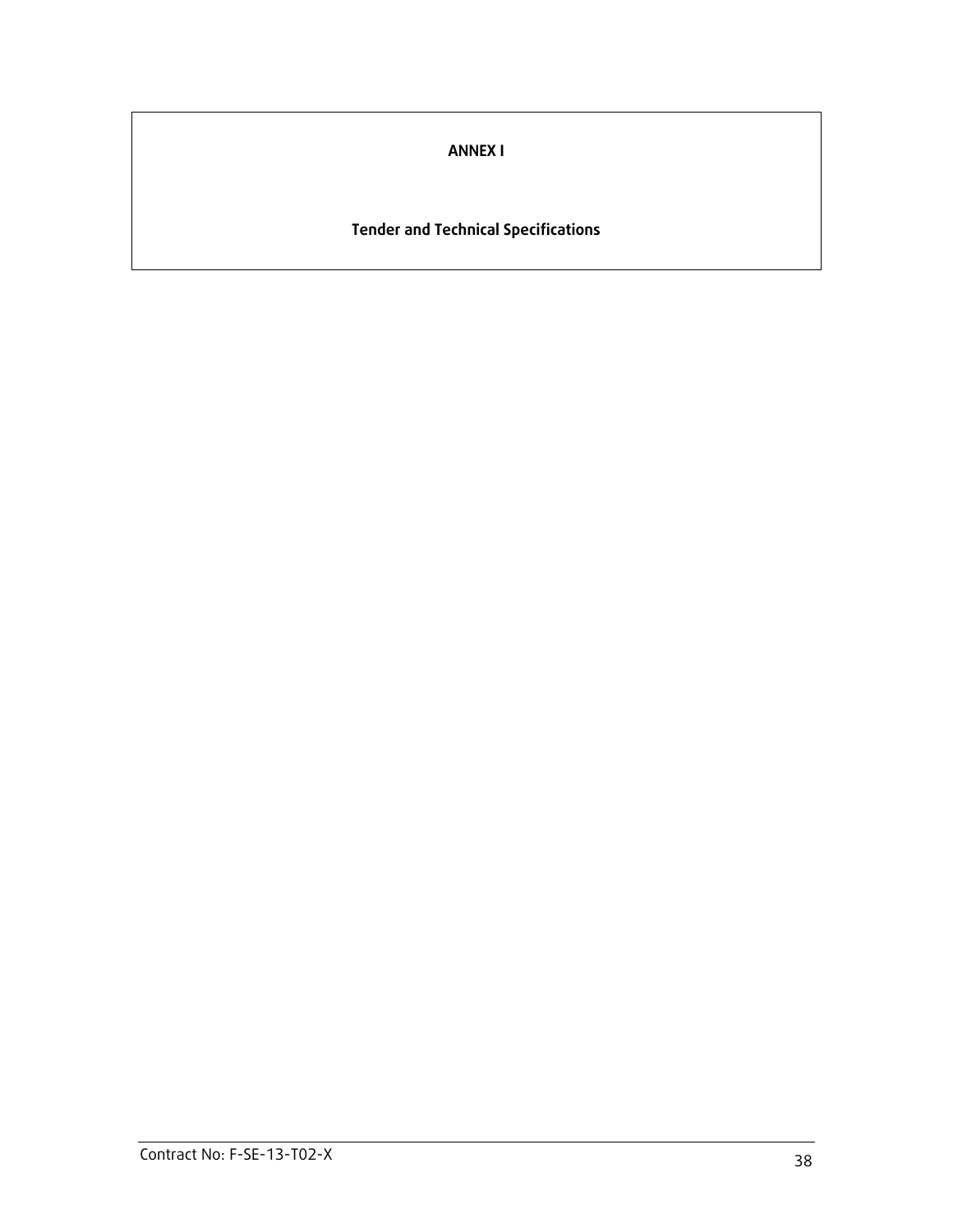**ANNEX I**

**Tender and Technical Specifications**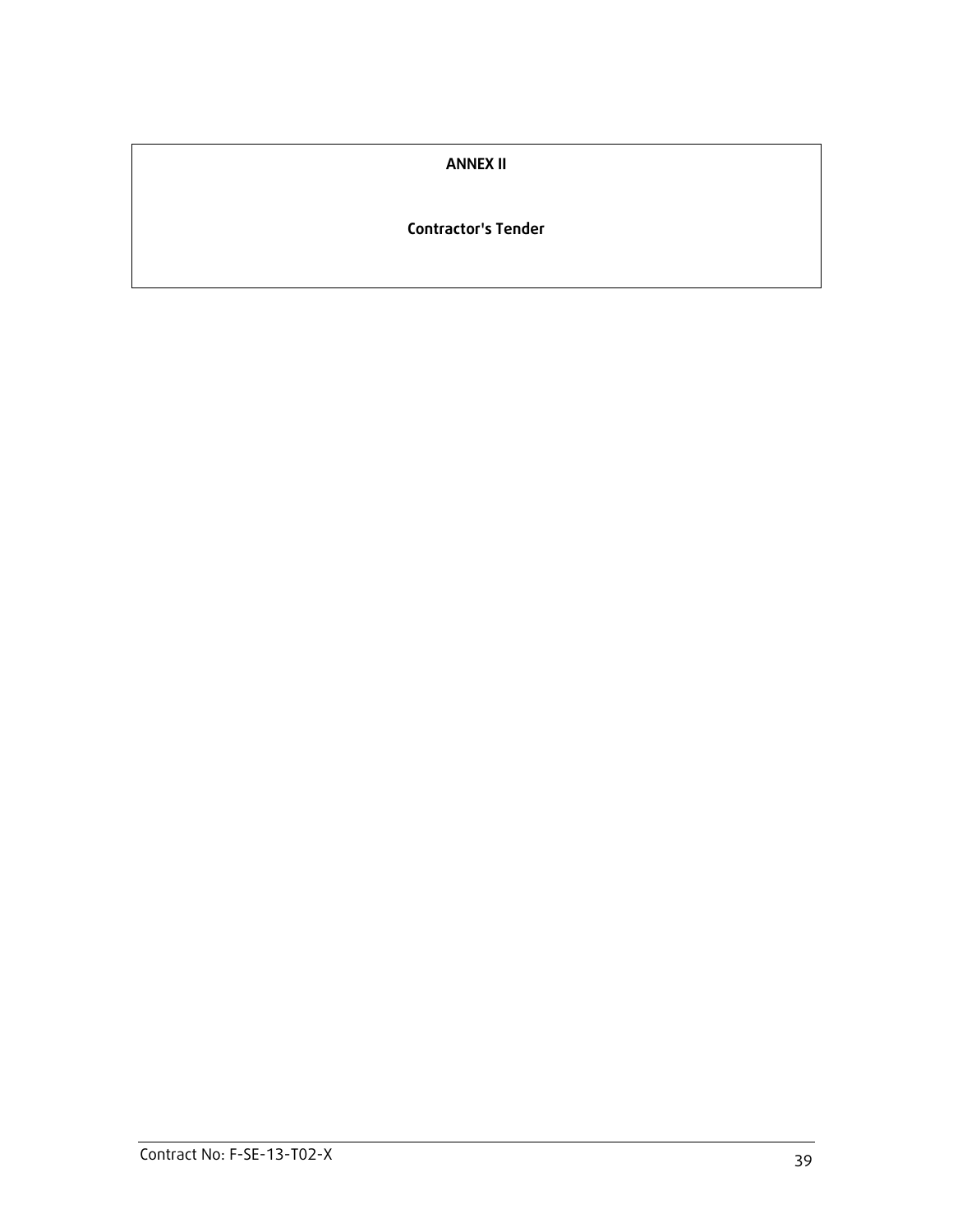# ANNEX II

## Contractor's Tender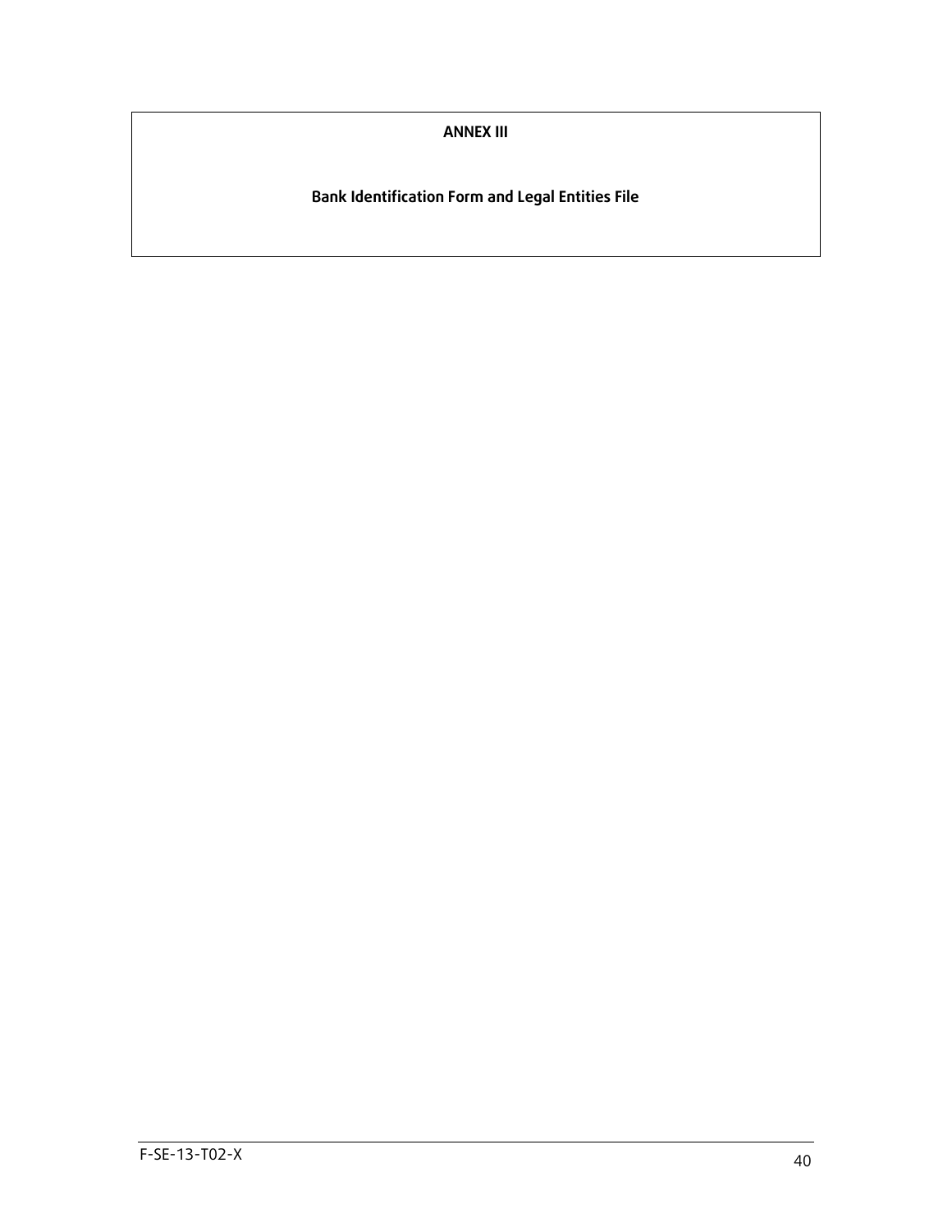# ANNEX III

## Bank Identification Form and Legal Entities File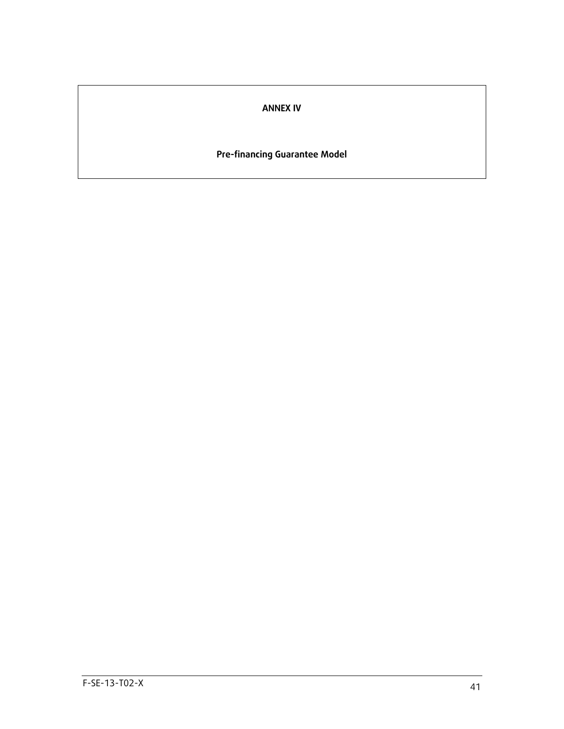# ANNEX IV

## Pre-financing Guarantee Model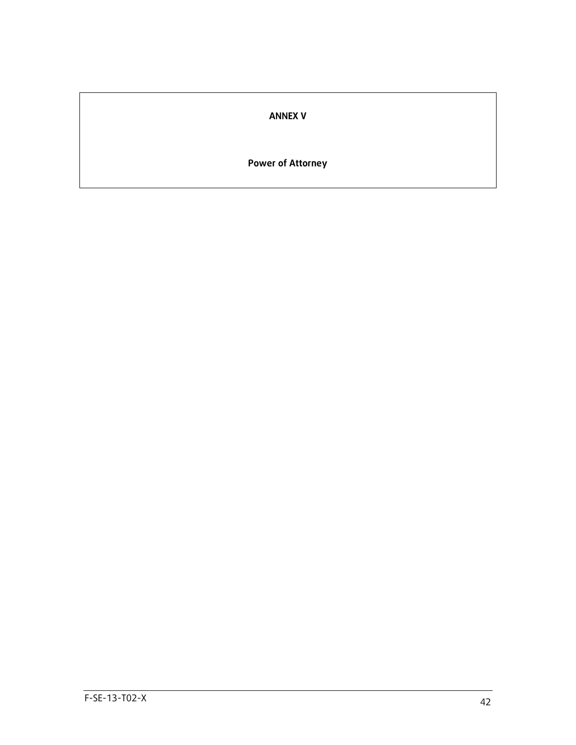**ANNEX V**

**Power of Attorney**